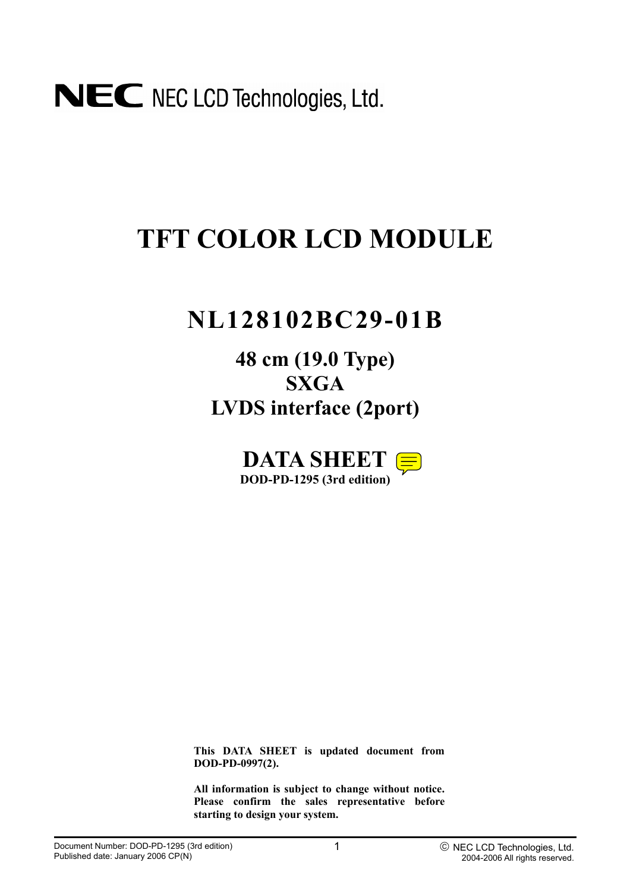NEC NEC LCD Technologies, Ltd.

# TFT COLOR LCD MODULE

## NL128102BC29-01B

### 48 cm (19.0 Type)
### SXGA
### LVDS interface (2port)

## DATA SHEET

**DOD-PD-1295 (3rd edition)**

**This DATA SHEET is updated document from DOD-PD-0997(2).**

**All information is subject to change without notice. Please confirm the sales representative before starting to design your system.**

Document Number: DOD-PD-1295 (3rd edition)
Published date: January 2006 CP(N)

© NEC LCD Technologies, Ltd.
2004-2006 All rights reserved.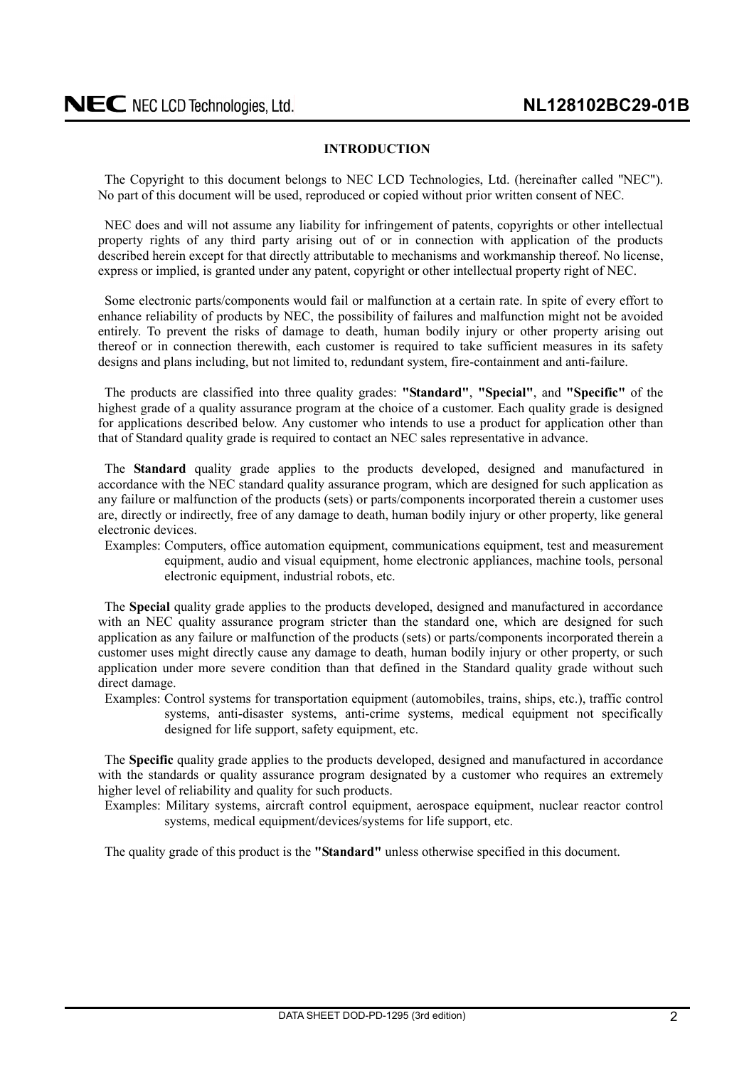## INTRODUCTION

The Copyright to this document belongs to NEC LCD Technologies, Ltd. (hereinafter called "NEC"). No part of this document will be used, reproduced or copied without prior written consent of NEC.

NEC does and will not assume any liability for infringement of patents, copyrights or other intellectual property rights of any third party arising out of or in connection with application of the products described herein except for that directly attributable to mechanisms and workmanship thereof. No license, express or implied, is granted under any patent, copyright or other intellectual property right of NEC.

Some electronic parts/components would fail or malfunction at a certain rate. In spite of every effort to enhance reliability of products by NEC, the possibility of failures and malfunction might not be avoided entirely. To prevent the risks of damage to death, human bodily injury or other property arising out thereof or in connection therewith, each customer is required to take sufficient measures in its safety designs and plans including, but not limited to, redundant system, fire-containment and anti-failure.

The products are classified into three quality grades: **"Standard"**, **"Special"**, and **"Specific"** of the highest grade of a quality assurance program at the choice of a customer. Each quality grade is designed for applications described below. Any customer who intends to use a product for application other than that of Standard quality grade is required to contact an NEC sales representative in advance.

The **Standard** quality grade applies to the products developed, designed and manufactured in accordance with the NEC standard quality assurance program, which are designed for such application as any failure or malfunction of the products (sets) or parts/components incorporated therein a customer uses are, directly or indirectly, free of any damage to death, human bodily injury or other property, like general electronic devices.

Examples: Computers, office automation equipment, communications equipment, test and measurement equipment, audio and visual equipment, home electronic appliances, machine tools, personal electronic equipment, industrial robots, etc.

The **Special** quality grade applies to the products developed, designed and manufactured in accordance with an NEC quality assurance program stricter than the standard one, which are designed for such application as any failure or malfunction of the products (sets) or parts/components incorporated therein a customer uses might directly cause any damage to death, human bodily injury or other property, or such application under more severe condition than that defined in the Standard quality grade without such direct damage.

Examples: Control systems for transportation equipment (automobiles, trains, ships, etc.), traffic control systems, anti-disaster systems, anti-crime systems, medical equipment not specifically designed for life support, safety equipment, etc.

The **Specific** quality grade applies to the products developed, designed and manufactured in accordance with the standards or quality assurance program designated by a customer who requires an extremely higher level of reliability and quality for such products.

Examples: Military systems, aircraft control equipment, aerospace equipment, nuclear reactor control systems, medical equipment/devices/systems for life support, etc.

The quality grade of this product is the **"Standard"** unless otherwise specified in this document.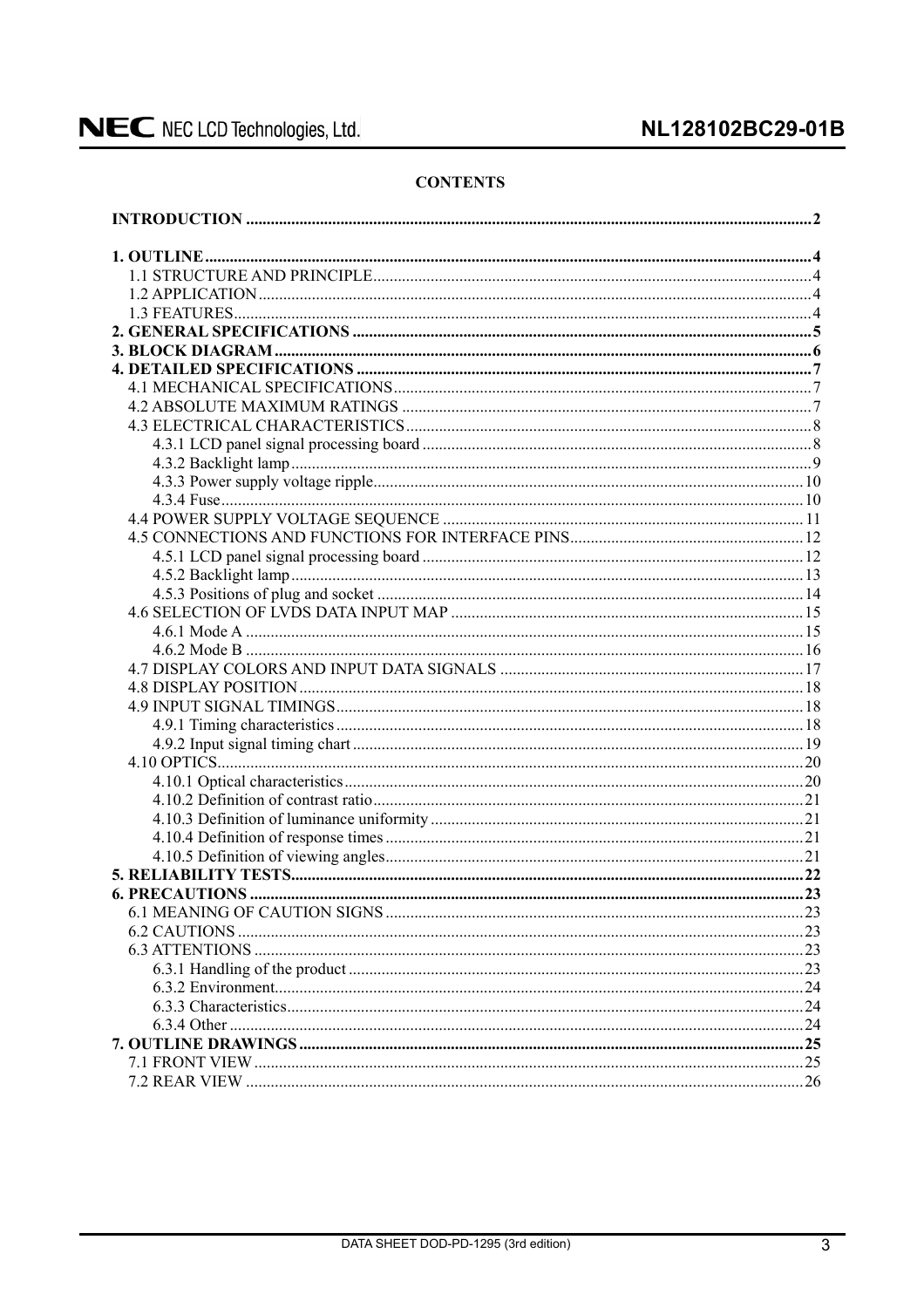## CONTENTS

**INTRODUCTION** .......... 2

**1. OUTLINE** .......... 4
- 1.1 STRUCTURE AND PRINCIPLE .......... 4
- 1.2 APPLICATION .......... 4
- 1.3 FEATURES .......... 4

**2. GENERAL SPECIFICATIONS** .......... 5

**3. BLOCK DIAGRAM** .......... 6

**4. DETAILED SPECIFICATIONS** .......... 7
- 4.1 MECHANICAL SPECIFICATIONS .......... 7
- 4.2 ABSOLUTE MAXIMUM RATINGS .......... 7
- 4.3 ELECTRICAL CHARACTERISTICS .......... 8
  - 4.3.1 LCD panel signal processing board .......... 8
  - 4.3.2 Backlight lamp .......... 9
  - 4.3.3 Power supply voltage ripple .......... 10
  - 4.3.4 Fuse .......... 10
- 4.4 POWER SUPPLY VOLTAGE SEQUENCE .......... 11
- 4.5 CONNECTIONS AND FUNCTIONS FOR INTERFACE PINS .......... 12
  - 4.5.1 LCD panel signal processing board .......... 12
  - 4.5.2 Backlight lamp .......... 13
  - 4.5.3 Positions of plug and socket .......... 14
- 4.6 SELECTION OF LVDS DATA INPUT MAP .......... 15
  - 4.6.1 Mode A .......... 15
  - 4.6.2 Mode B .......... 16
- 4.7 DISPLAY COLORS AND INPUT DATA SIGNALS .......... 17
- 4.8 DISPLAY POSITION .......... 18
- 4.9 INPUT SIGNAL TIMINGS .......... 18
  - 4.9.1 Timing characteristics .......... 18
  - 4.9.2 Input signal timing chart .......... 19
- 4.10 OPTICS .......... 20
  - 4.10.1 Optical characteristics .......... 20
  - 4.10.2 Definition of contrast ratio .......... 21
  - 4.10.3 Definition of luminance uniformity .......... 21
  - 4.10.4 Definition of response times .......... 21
  - 4.10.5 Definition of viewing angles .......... 21

**5. RELIABILITY TESTS** .......... 22

**6. PRECAUTIONS** .......... 23
- 6.1 MEANING OF CAUTION SIGNS .......... 23
- 6.2 CAUTIONS .......... 23
- 6.3 ATTENTIONS .......... 23
  - 6.3.1 Handling of the product .......... 23
  - 6.3.2 Environment .......... 24
  - 6.3.3 Characteristics .......... 24
  - 6.3.4 Other .......... 24

**7. OUTLINE DRAWINGS** .......... 25
- 7.1 FRONT VIEW .......... 25
- 7.2 REAR VIEW .......... 26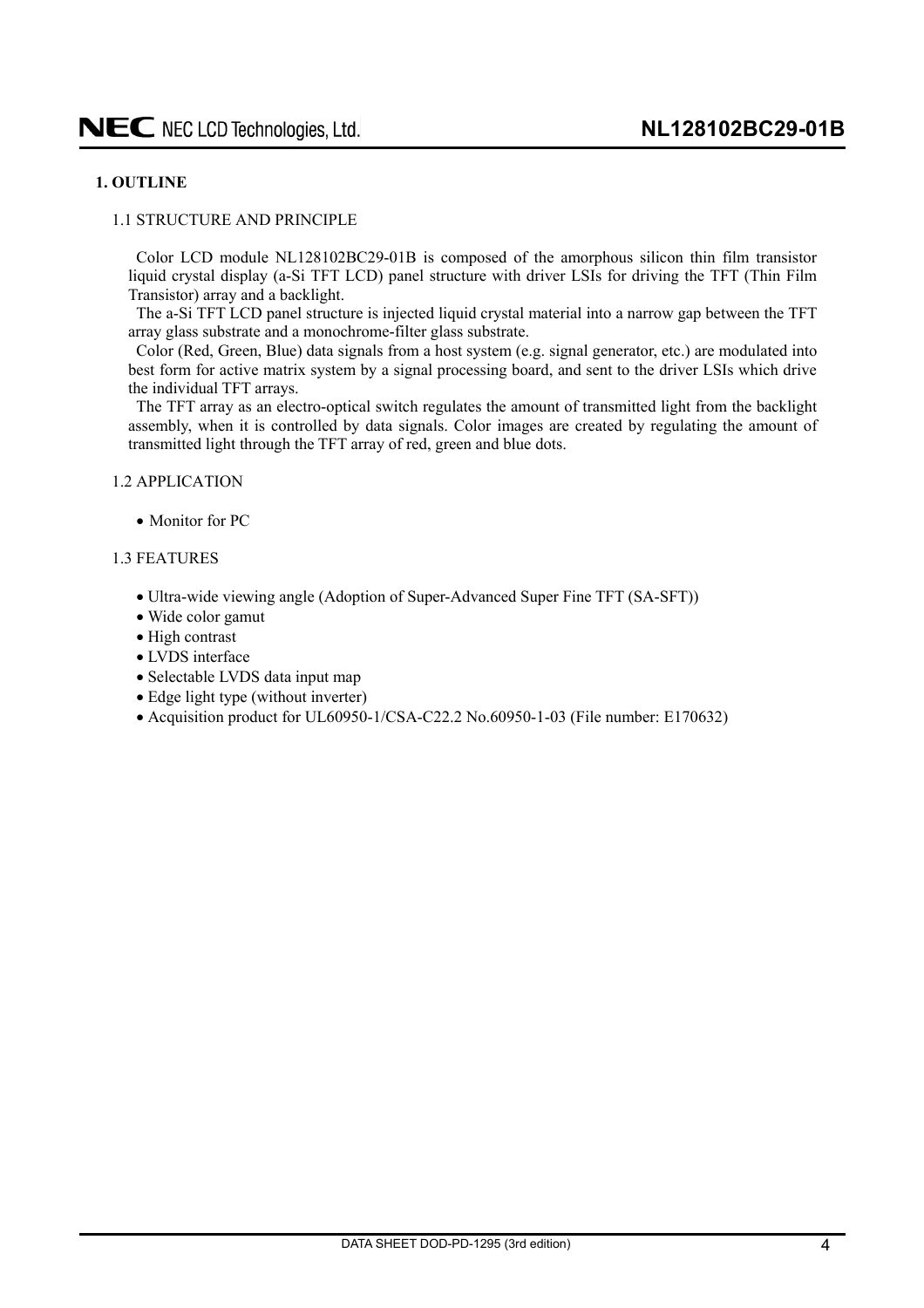## 1. OUTLINE

### 1.1 STRUCTURE AND PRINCIPLE

Color LCD module NL128102BC29-01B is composed of the amorphous silicon thin film transistor liquid crystal display (a-Si TFT LCD) panel structure with driver LSIs for driving the TFT (Thin Film Transistor) array and a backlight.

The a-Si TFT LCD panel structure is injected liquid crystal material into a narrow gap between the TFT array glass substrate and a monochrome-filter glass substrate.

Color (Red, Green, Blue) data signals from a host system (e.g. signal generator, etc.) are modulated into best form for active matrix system by a signal processing board, and sent to the driver LSIs which drive the individual TFT arrays.

The TFT array as an electro-optical switch regulates the amount of transmitted light from the backlight assembly, when it is controlled by data signals. Color images are created by regulating the amount of transmitted light through the TFT array of red, green and blue dots.

### 1.2 APPLICATION

- Monitor for PC

### 1.3 FEATURES

- Ultra-wide viewing angle (Adoption of Super-Advanced Super Fine TFT (SA-SFT))
- Wide color gamut
- High contrast
- LVDS interface
- Selectable LVDS data input map
- Edge light type (without inverter)
- Acquisition product for UL60950-1/CSA-C22.2 No.60950-1-03 (File number: E170632)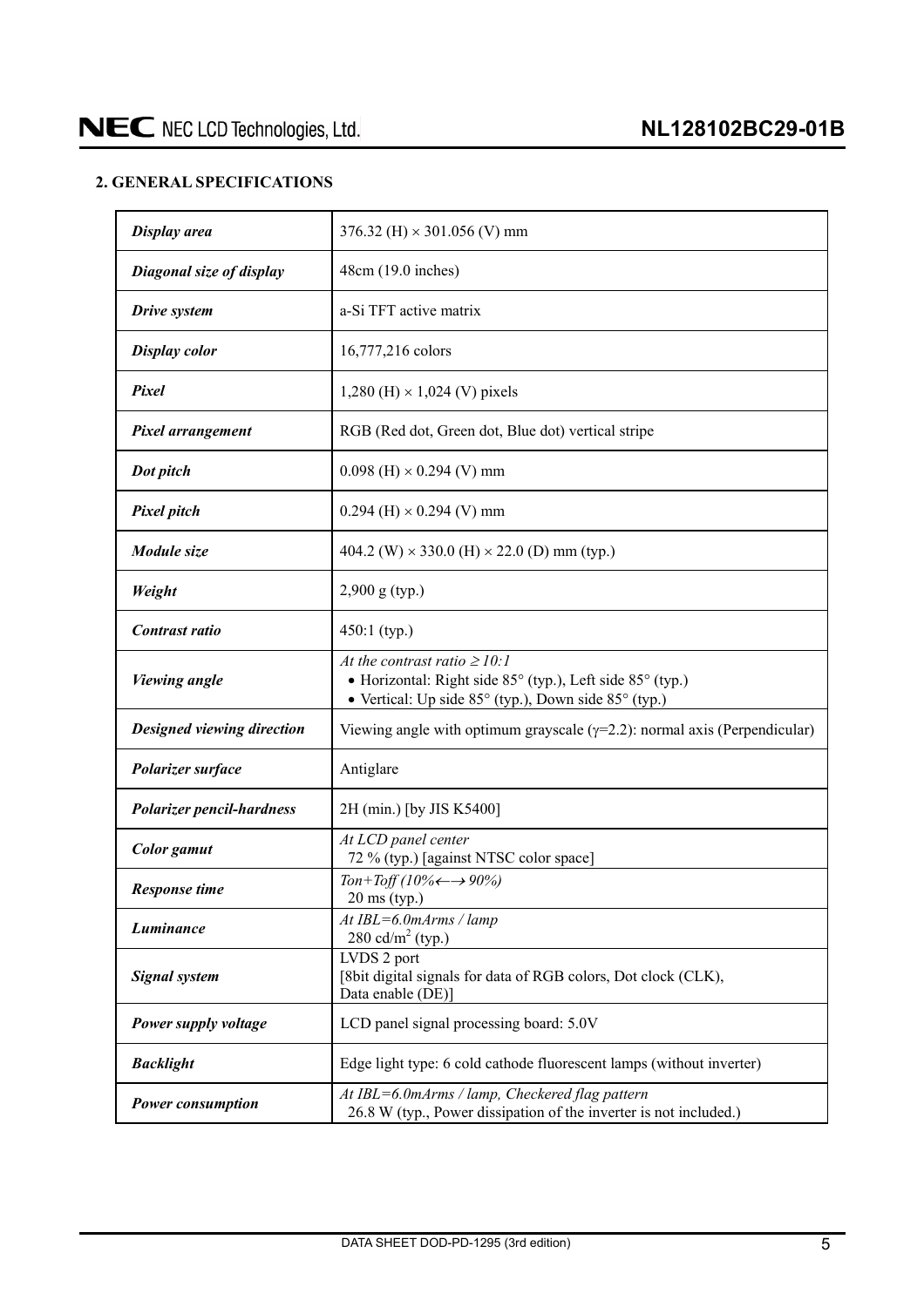## 2. GENERAL SPECIFICATIONS

| | |
|---|---|
| ***Display area*** | 376.32 (H) × 301.056 (V) mm |
| ***Diagonal size of display*** | 48cm (19.0 inches) |
| ***Drive system*** | a-Si TFT active matrix |
| ***Display color*** | 16,777,216 colors |
| ***Pixel*** | 1,280 (H) × 1,024 (V) pixels |
| ***Pixel arrangement*** | RGB (Red dot, Green dot, Blue dot) vertical stripe |
| ***Dot pitch*** | 0.098 (H) × 0.294 (V) mm |
| ***Pixel pitch*** | 0.294 (H) × 0.294 (V) mm |
| ***Module size*** | 404.2 (W) × 330.0 (H) × 22.0 (D) mm (typ.) |
| ***Weight*** | 2,900 g (typ.) |
| ***Contrast ratio*** | 450:1 (typ.) |
| ***Viewing angle*** | *At the contrast ratio ≥ 10:1*<br>• Horizontal: Right side 85° (typ.), Left side 85° (typ.)<br>• Vertical: Up side 85° (typ.), Down side 85° (typ.) |
| ***Designed viewing direction*** | Viewing angle with optimum grayscale ($\gamma$=2.2): normal axis (Perpendicular) |
| ***Polarizer surface*** | Antiglare |
| ***Polarizer pencil-hardness*** | 2H (min.) [by JIS K5400] |
| ***Color gamut*** | *At LCD panel center*<br>72 % (typ.) [against NTSC color space] |
| ***Response time*** | *Ton+Toff (10%←→ 90%)*<br>20 ms (typ.) |
| ***Luminance*** | *At IBL=6.0mArms / lamp*<br>280 cd/m$^2$ (typ.) |
| ***Signal system*** | LVDS 2 port<br>[8bit digital signals for data of RGB colors, Dot clock (CLK), Data enable (DE)] |
| ***Power supply voltage*** | LCD panel signal processing board: 5.0V |
| ***Backlight*** | Edge light type: 6 cold cathode fluorescent lamps (without inverter) |
| ***Power consumption*** | *At IBL=6.0mArms / lamp, Checkered flag pattern*<br>26.8 W (typ., Power dissipation of the inverter is not included.) |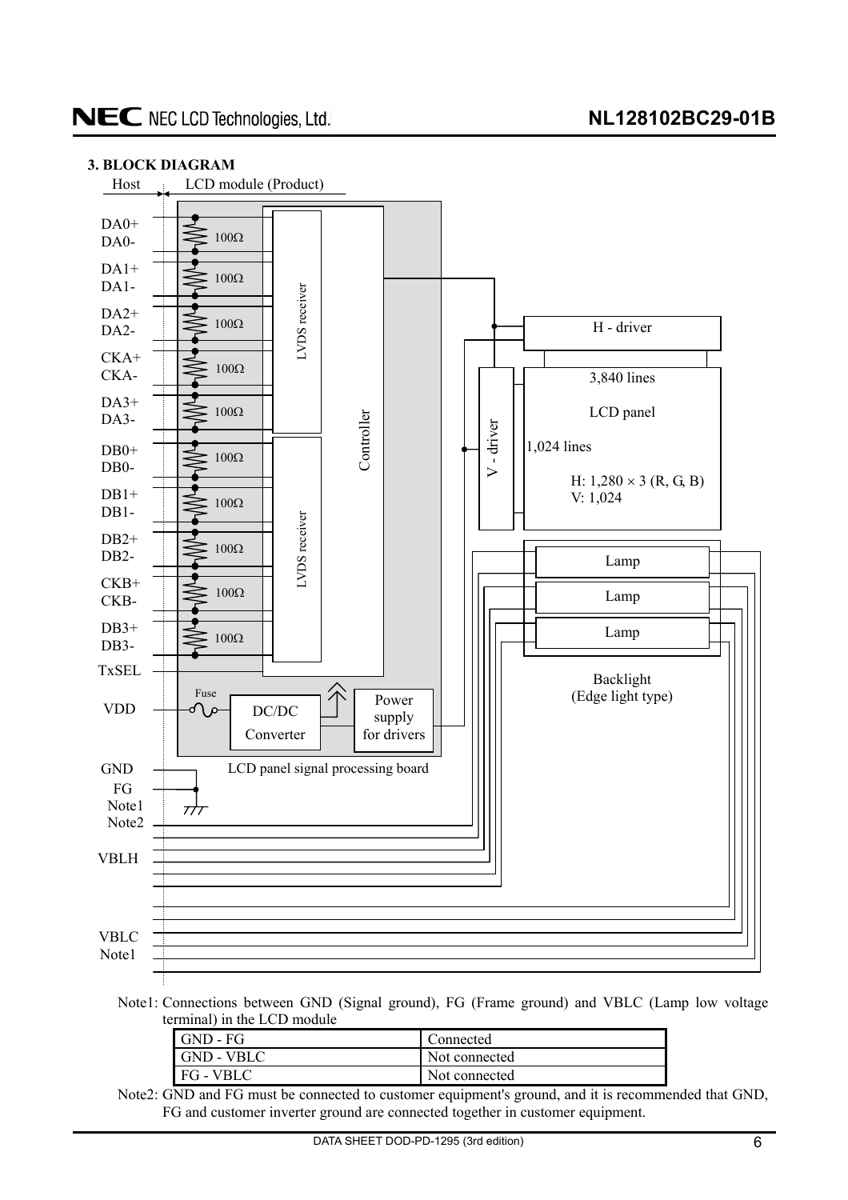### 3. BLOCK DIAGRAM

Host | LCD module (Product)

DA0+
DA0-
DA1+
DA1-
DA2+
DA2-
CKA+
CKA-
DA3+
DA3-
DB0+
DB0-
DB1+
DB1-
DB2+
DB2-
CKB+
CKB-
DB3+
DB3-
TxSEL
VDD
GND
FG
Note1
Note2
VBLH
VBLC
Note1

100Ω
LVDS receiver
LVDS receiver
Controller
Fuse
DC/DC Converter
Power supply for drivers
LCD panel signal processing board
H - driver
V - driver
3,840 lines
LCD panel
1,024 lines
H: 1,280 × 3 (R, G, B)
V: 1,024
Lamp
Lamp
Lamp
Backlight
(Edge light type)

Note1: Connections between GND (Signal ground), FG (Frame ground) and VBLC (Lamp low voltage terminal) in the LCD module

| GND - FG | Connected |
|---|---|
| GND - VBLC | Not connected |
| FG - VBLC | Not connected |

Note2: GND and FG must be connected to customer equipment's ground, and it is recommended that GND, FG and customer inverter ground are connected together in customer equipment.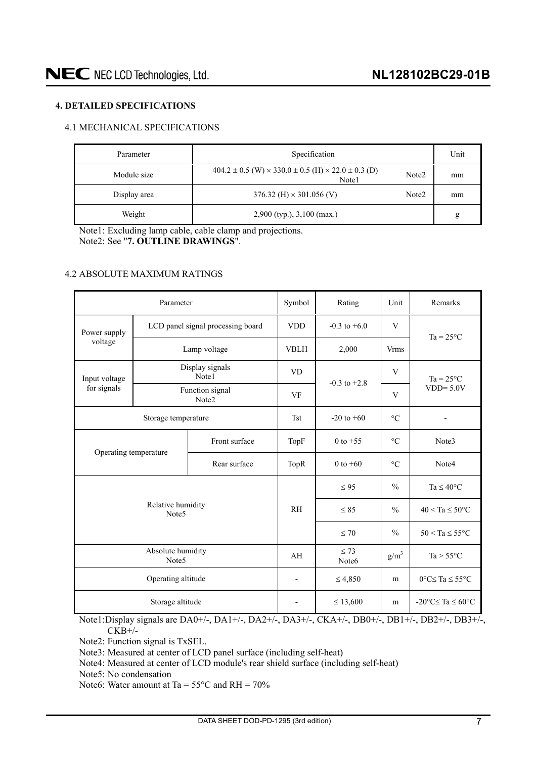## 4. DETAILED SPECIFICATIONS

### 4.1 MECHANICAL SPECIFICATIONS

| Parameter | Specification | Unit |
|---|---|---|
| Module size | 404.2 ± 0.5 (W) × 330.0 ± 0.5 (H) × 22.0 ± 0.3 (D) Note1 Note2 | mm |
| Display area | 376.32 (H) × 301.056 (V) Note2 | mm |
| Weight | 2,900 (typ.), 3,100 (max.) | g |

Note1: Excluding lamp cable, cable clamp and projections.
Note2: See "**7. OUTLINE DRAWINGS**".

### 4.2 ABSOLUTE MAXIMUM RATINGS

| Parameter | | Symbol | Rating | Unit | Remarks |
|---|---|---|---|---|---|
| Power supply voltage | LCD panel signal processing board | VDD | -0.3 to +6.0 | V | Ta = 25°C |
| | Lamp voltage | VBLH | 2,000 | Vrms | |
| Input voltage for signals | Display signals Note1 | VD | -0.3 to +2.8 | V | Ta = 25°C VDD= 5.0V |
| | Function signal Note2 | VF | | V | |
| Storage temperature | | Tst | -20 to +60 | °C | - |
| Operating temperature | Front surface | TopF | 0 to +55 | °C | Note3 |
| | Rear surface | TopR | 0 to +60 | °C | Note4 |
| Relative humidity Note5 | | RH | ≤ 95 | % | Ta ≤ 40°C |
| | | | ≤ 85 | % | 40 < Ta ≤ 50°C |
| | | | ≤ 70 | % | 50 < Ta ≤ 55°C |
| Absolute humidity Note5 | | AH | ≤ 73 Note6 | $g/m^3$ | Ta > 55°C |
| Operating altitude | | - | ≤ 4,850 | m | 0°C≤ Ta ≤ 55°C |
| Storage altitude | | - | ≤ 13,600 | m | -20°C≤ Ta ≤ 60°C |

Note1: Display signals are DA0+/-, DA1+/-, DA2+/-, DA3+/-, CKA+/-, DB0+/-, DB1+/-, DB2+/-, DB3+/-, CKB+/-

Note2: Function signal is TxSEL.

Note3: Measured at center of LCD panel surface (including self-heat)

Note4: Measured at center of LCD module's rear shield surface (including self-heat)

Note5: No condensation

Note6: Water amount at Ta = 55°C and RH = 70%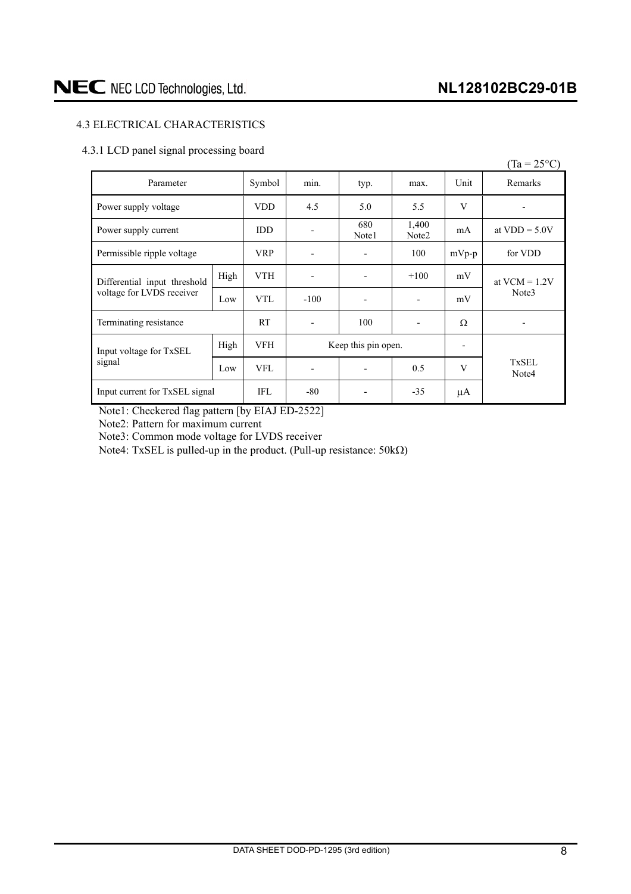### 4.3 ELECTRICAL CHARACTERISTICS

#### 4.3.1 LCD panel signal processing board

(Ta = 25°C)

| Parameter | | Symbol | min. | typ. | max. | Unit | Remarks |
|---|---|---|---|---|---|---|---|
| Power supply voltage | | VDD | 4.5 | 5.0 | 5.5 | V | - |
| Power supply current | | IDD | - | 680 Note1 | 1,400 Note2 | mA | at VDD = 5.0V |
| Permissible ripple voltage | | VRP | - | - | 100 | mVp-p | for VDD |
| Differential input threshold voltage for LVDS receiver | High | VTH | - | - | +100 | mV | at VCM = 1.2V Note3 |
| | Low | VTL | -100 | - | - | mV | |
| Terminating resistance | | RT | - | 100 | - | Ω | - |
| Input voltage for TxSEL signal | High | VFH | Keep this pin open. | | | - | TxSEL Note4 |
| | Low | VFL | - | - | 0.5 | V | |
| Input current for TxSEL signal | | IFL | -80 | - | -35 | μA | |

Note1: Checkered flag pattern [by EIAJ ED-2522]

Note2: Pattern for maximum current

Note3: Common mode voltage for LVDS receiver

Note4: TxSEL is pulled-up in the product. (Pull-up resistance: 50kΩ)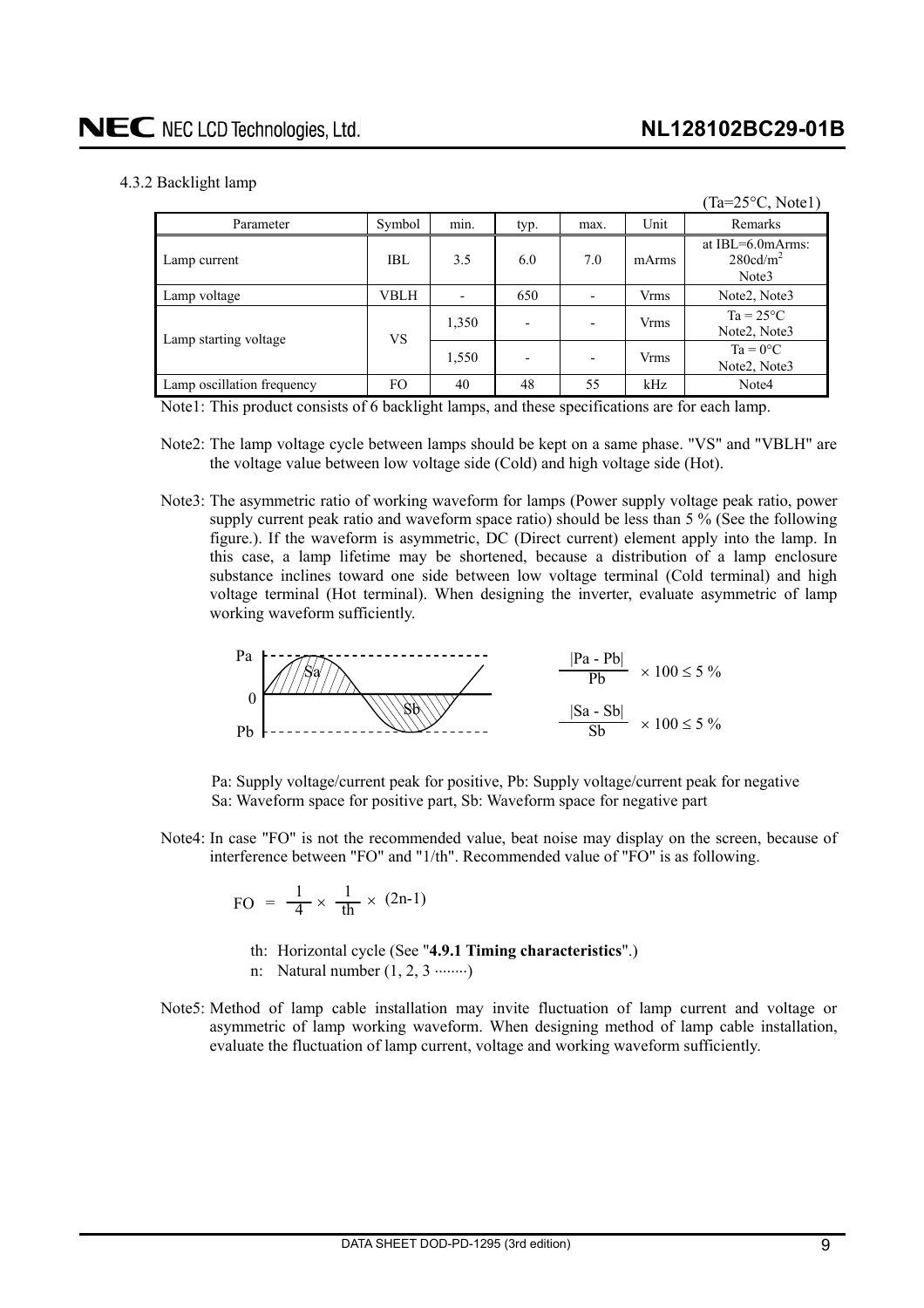### 4.3.2 Backlight lamp

(Ta=25°C, Note1)

| Parameter | Symbol | min. | typ. | max. | Unit | Remarks |
|---|---|---|---|---|---|---|
| Lamp current | IBL | 3.5 | 6.0 | 7.0 | mArms | at IBL=6.0mArms: 280cd/$m^2$ Note3 |
| Lamp voltage | VBLH | - | 650 | - | Vrms | Note2, Note3 |
| Lamp starting voltage | VS | 1,350 | - | - | Vrms | Ta = 25°C Note2, Note3 |
| | | 1,550 | - | - | Vrms | Ta = 0°C Note2, Note3 |
| Lamp oscillation frequency | FO | 40 | 48 | 55 | kHz | Note4 |

Note1: This product consists of 6 backlight lamps, and these specifications are for each lamp.

Note2: The lamp voltage cycle between lamps should be kept on a same phase. "VS" and "VBLH" are the voltage value between low voltage side (Cold) and high voltage side (Hot).

Note3: The asymmetric ratio of working waveform for lamps (Power supply voltage peak ratio, power supply current peak ratio and waveform space ratio) should be less than 5 % (See the following figure.). If the waveform is asymmetric, DC (Direct current) element apply into the lamp. In this case, a lamp lifetime may be shortened, because a distribution of a lamp enclosure substance inclines toward one side between low voltage terminal (Cold terminal) and high voltage terminal (Hot terminal). When designing the inverter, evaluate asymmetric of lamp working waveform sufficiently.

$$\frac{|Pa - Pb|}{Pb} \times 100 \leq 5\ \%$$

$$\frac{|Sa - Sb|}{Sb} \times 100 \leq 5\ \%$$

Pa: Supply voltage/current peak for positive, Pb: Supply voltage/current peak for negative
Sa: Waveform space for positive part, Sb: Waveform space for negative part

Note4: In case "FO" is not the recommended value, beat noise may display on the screen, because of interference between "FO" and "1/th". Recommended value of "FO" is as following.

$$FO = \frac{1}{4} \times \frac{1}{th} \times (2n-1)$$

th: Horizontal cycle (See "**4.9.1 Timing characteristics**".)
n: Natural number (1, 2, 3 ········)

Note5: Method of lamp cable installation may invite fluctuation of lamp current and voltage or asymmetric of lamp working waveform. When designing method of lamp cable installation, evaluate the fluctuation of lamp current, voltage and working waveform sufficiently.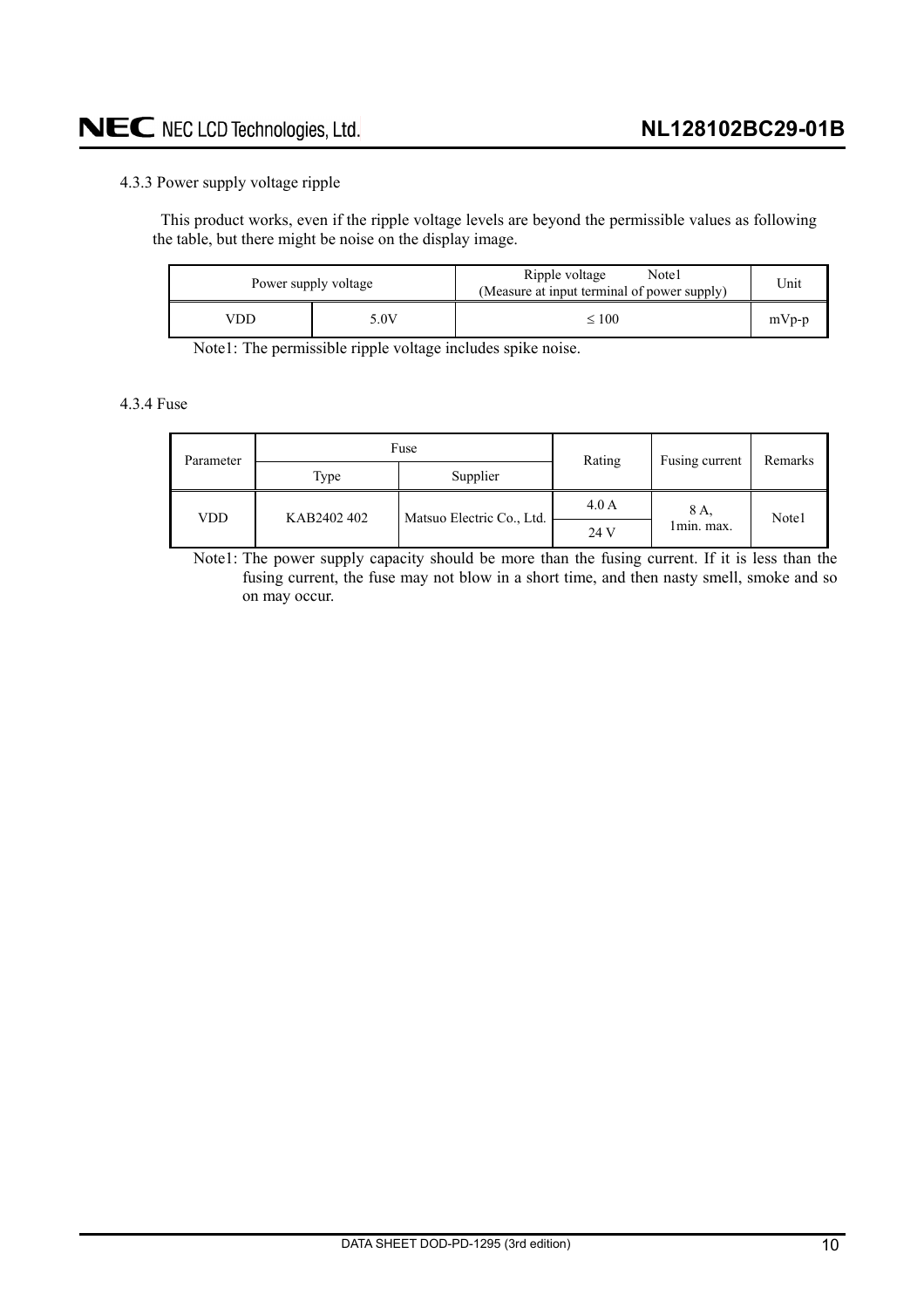### 4.3.3 Power supply voltage ripple

This product works, even if the ripple voltage levels are beyond the permissible values as following the table, but there might be noise on the display image.

| Power supply voltage | | Ripple voltage Note1 (Measure at input terminal of power supply) | Unit |
|---|---|---|---|
| VDD | 5.0V | ≤ 100 | mVp-p |

Note1: The permissible ripple voltage includes spike noise.

### 4.3.4 Fuse

| Parameter | Fuse | | Rating | Fusing current | Remarks |
|---|---|---|---|---|---|
| | Type | Supplier | | | |
| VDD | KAB2402 402 | Matsuo Electric Co., Ltd. | 4.0 A | 8 A, 1min. max. | Note1 |
| | | | 24 V | | |

Note1: The power supply capacity should be more than the fusing current. If it is less than the fusing current, the fuse may not blow in a short time, and then nasty smell, smoke and so on may occur.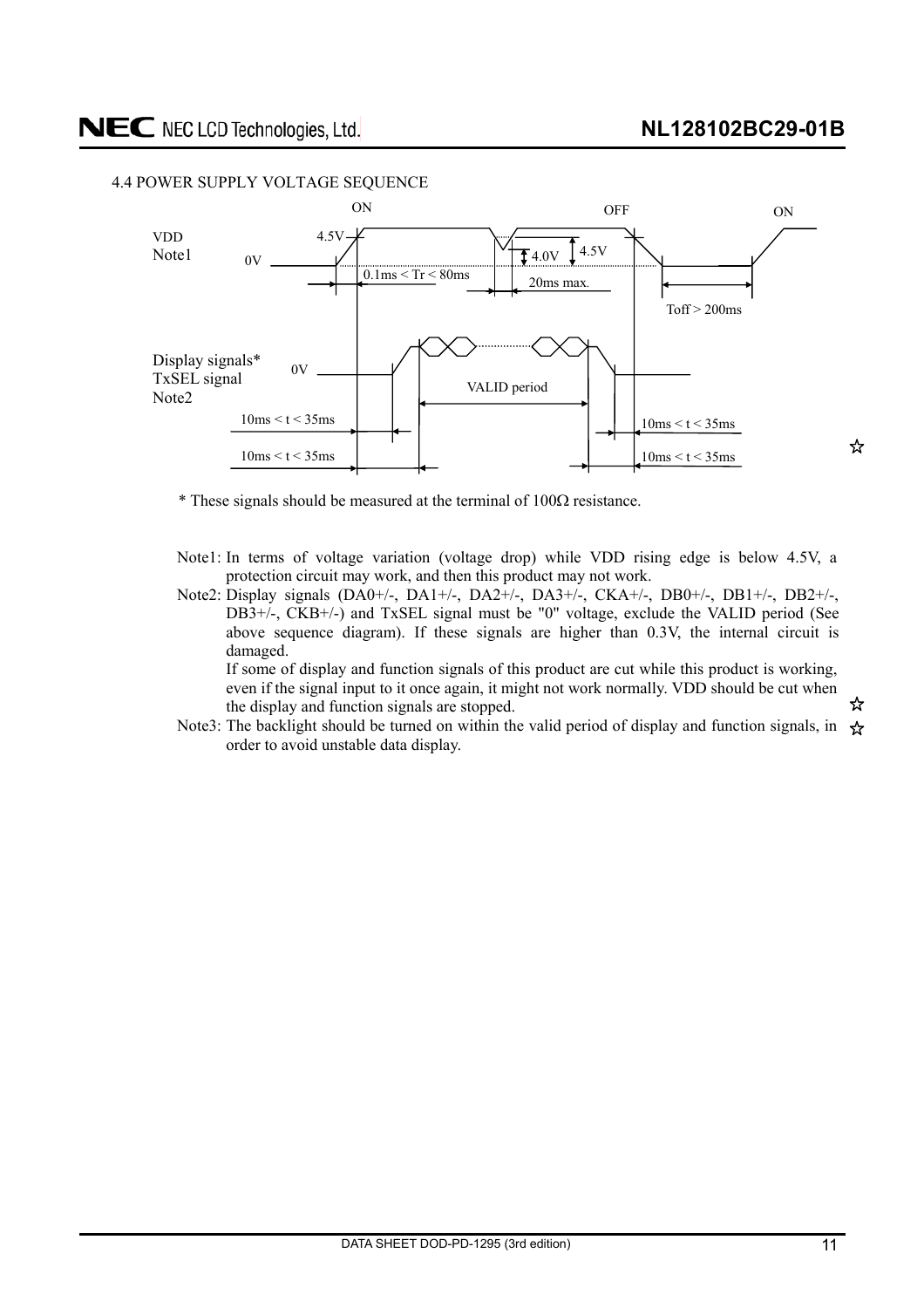### 4.4 POWER SUPPLY VOLTAGE SEQUENCE

ON OFF ON

VDD Note1 4.5V 0V 0.1ms < Tr < 80ms 4.0V 4.5V 20ms max. Toff > 200ms

Display signals* TxSEL signal Note2 0V VALID period

10ms < t < 35ms 10ms < t < 35ms

10ms < t < 35ms 10ms < t < 35ms ☆

\* These signals should be measured at the terminal of 100Ω resistance.

Note1: In terms of voltage variation (voltage drop) while VDD rising edge is below 4.5V, a protection circuit may work, and then this product may not work.

Note2: Display signals (DA0+/-, DA1+/-, DA2+/-, DA3+/-, CKA+/-, DB0+/-, DB1+/-, DB2+/-, DB3+/-, CKB+/-) and TxSEL signal must be "0" voltage, exclude the VALID period (See above sequence diagram). If these signals are higher than 0.3V, the internal circuit is damaged.
If some of display and function signals of this product are cut while this product is working, even if the signal input to it once again, it might not work normally. VDD should be cut when the display and function signals are stopped. ☆

Note3: The backlight should be turned on within the valid period of display and function signals, in order to avoid unstable data display. ☆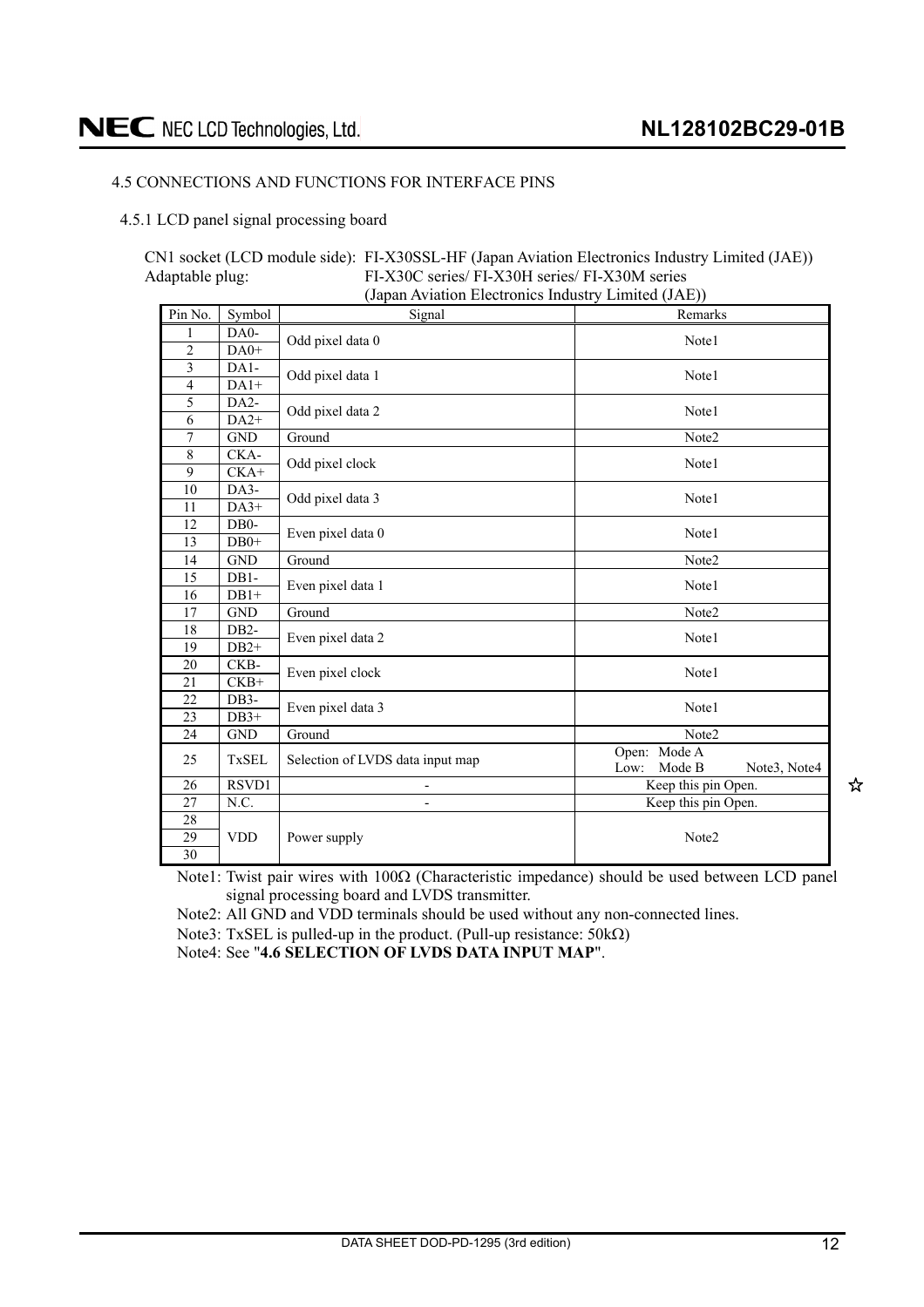4.5 CONNECTIONS AND FUNCTIONS FOR INTERFACE PINS

4.5.1 LCD panel signal processing board

CN1 socket (LCD module side): FI-X30SSL-HF (Japan Aviation Electronics Industry Limited (JAE))
Adaptable plug: FI-X30C series/ FI-X30H series/ FI-X30M series
(Japan Aviation Electronics Industry Limited (JAE))

| Pin No. | Symbol | Signal | Remarks |
|---|---|---|---|
| 1 | DA0- | Odd pixel data 0 | Note1 |
| 2 | DA0+ | | |
| 3 | DA1- | Odd pixel data 1 | Note1 |
| 4 | DA1+ | | |
| 5 | DA2- | Odd pixel data 2 | Note1 |
| 6 | DA2+ | | |
| 7 | GND | Ground | Note2 |
| 8 | CKA- | Odd pixel clock | Note1 |
| 9 | CKA+ | | |
| 10 | DA3- | Odd pixel data 3 | Note1 |
| 11 | DA3+ | | |
| 12 | DB0- | Even pixel data 0 | Note1 |
| 13 | DB0+ | | |
| 14 | GND | Ground | Note2 |
| 15 | DB1- | Even pixel data 1 | Note1 |
| 16 | DB1+ | | |
| 17 | GND | Ground | Note2 |
| 18 | DB2- | Even pixel data 2 | Note1 |
| 19 | DB2+ | | |
| 20 | CKB- | Even pixel clock | Note1 |
| 21 | CKB+ | | |
| 22 | DB3- | Even pixel data 3 | Note1 |
| 23 | DB3+ | | |
| 24 | GND | Ground | Note2 |
| 25 | TxSEL | Selection of LVDS data input map | Open: Mode A<br>Low: Mode B Note3, Note4 |
| 26 | RSVD1 | - | Keep this pin Open. ☆ |
| 27 | N.C. | - | Keep this pin Open. |
| 28 | VDD | Power supply | Note2 |
| 29 | | | |
| 30 | | | |

Note1: Twist pair wires with 100Ω (Characteristic impedance) should be used between LCD panel signal processing board and LVDS transmitter.

Note2: All GND and VDD terminals should be used without any non-connected lines.

Note3: TxSEL is pulled-up in the product. (Pull-up resistance: 50kΩ)

Note4: See "**4.6 SELECTION OF LVDS DATA INPUT MAP**".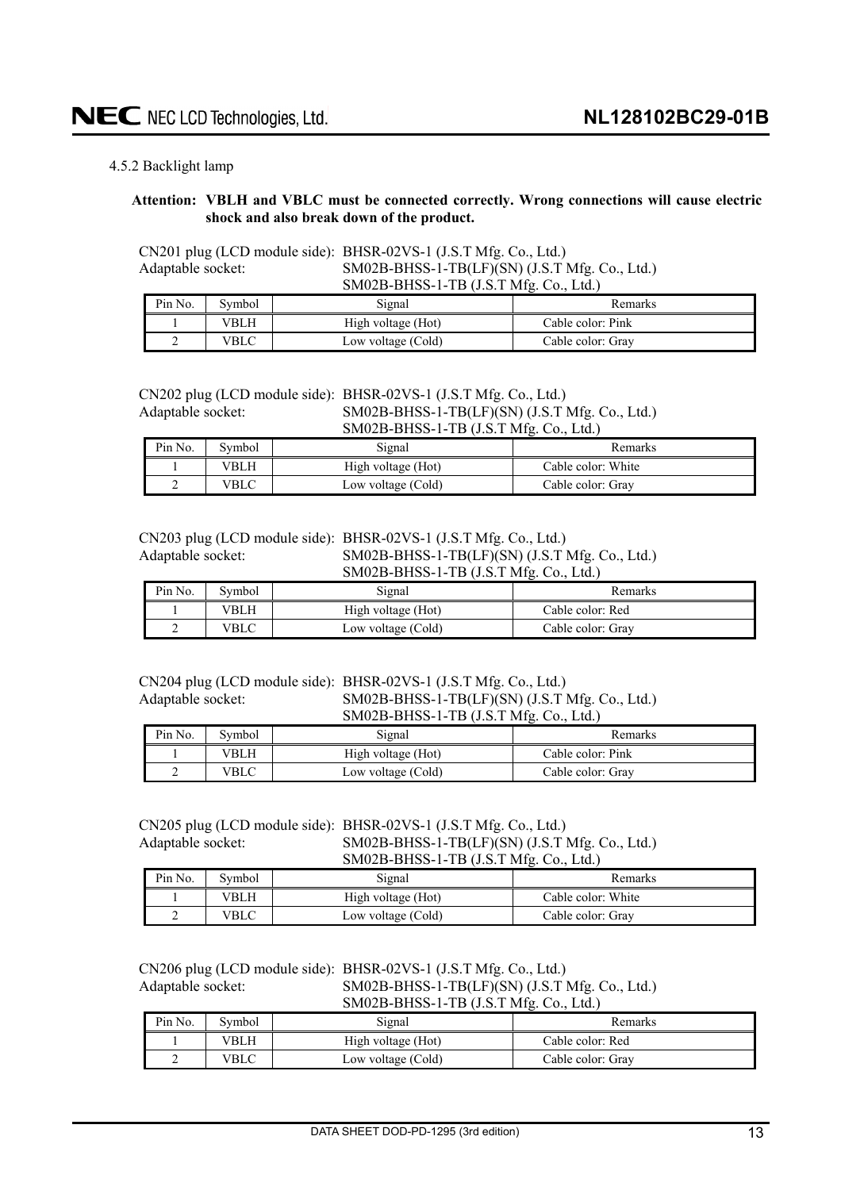### 4.5.2 Backlight lamp

**Attention: VBLH and VBLC must be connected correctly. Wrong connections will cause electric shock and also break down of the product.**

CN201 plug (LCD module side): BHSR-02VS-1 (J.S.T Mfg. Co., Ltd.)
Adaptable socket: SM02B-BHSS-1-TB(LF)(SN) (J.S.T Mfg. Co., Ltd.)
SM02B-BHSS-1-TB (J.S.T Mfg. Co., Ltd.)

| Pin No. | Symbol | Signal | Remarks |
|---|---|---|---|
| 1 | VBLH | High voltage (Hot) | Cable color: Pink |
| 2 | VBLC | Low voltage (Cold) | Cable color: Gray |

CN202 plug (LCD module side): BHSR-02VS-1 (J.S.T Mfg. Co., Ltd.)
Adaptable socket: SM02B-BHSS-1-TB(LF)(SN) (J.S.T Mfg. Co., Ltd.)
SM02B-BHSS-1-TB (J.S.T Mfg. Co., Ltd.)

| Pin No. | Symbol | Signal | Remarks |
|---|---|---|---|
| 1 | VBLH | High voltage (Hot) | Cable color: White |
| 2 | VBLC | Low voltage (Cold) | Cable color: Gray |

CN203 plug (LCD module side): BHSR-02VS-1 (J.S.T Mfg. Co., Ltd.)
Adaptable socket: SM02B-BHSS-1-TB(LF)(SN) (J.S.T Mfg. Co., Ltd.)
SM02B-BHSS-1-TB (J.S.T Mfg. Co., Ltd.)

| Pin No. | Symbol | Signal | Remarks |
|---|---|---|---|
| 1 | VBLH | High voltage (Hot) | Cable color: Red |
| 2 | VBLC | Low voltage (Cold) | Cable color: Gray |

CN204 plug (LCD module side): BHSR-02VS-1 (J.S.T Mfg. Co., Ltd.)
Adaptable socket: SM02B-BHSS-1-TB(LF)(SN) (J.S.T Mfg. Co., Ltd.)
SM02B-BHSS-1-TB (J.S.T Mfg. Co., Ltd.)

| Pin No. | Symbol | Signal | Remarks |
|---|---|---|---|
| 1 | VBLH | High voltage (Hot) | Cable color: Pink |
| 2 | VBLC | Low voltage (Cold) | Cable color: Gray |

CN205 plug (LCD module side): BHSR-02VS-1 (J.S.T Mfg. Co., Ltd.)
Adaptable socket: SM02B-BHSS-1-TB(LF)(SN) (J.S.T Mfg. Co., Ltd.)
SM02B-BHSS-1-TB (J.S.T Mfg. Co., Ltd.)

| Pin No. | Symbol | Signal | Remarks |
|---|---|---|---|
| 1 | VBLH | High voltage (Hot) | Cable color: White |
| 2 | VBLC | Low voltage (Cold) | Cable color: Gray |

CN206 plug (LCD module side): BHSR-02VS-1 (J.S.T Mfg. Co., Ltd.)
Adaptable socket: SM02B-BHSS-1-TB(LF)(SN) (J.S.T Mfg. Co., Ltd.)
SM02B-BHSS-1-TB (J.S.T Mfg. Co., Ltd.)

| Pin No. | Symbol | Signal | Remarks |
|---|---|---|---|
| 1 | VBLH | High voltage (Hot) | Cable color: Red |
| 2 | VBLC | Low voltage (Cold) | Cable color: Gray |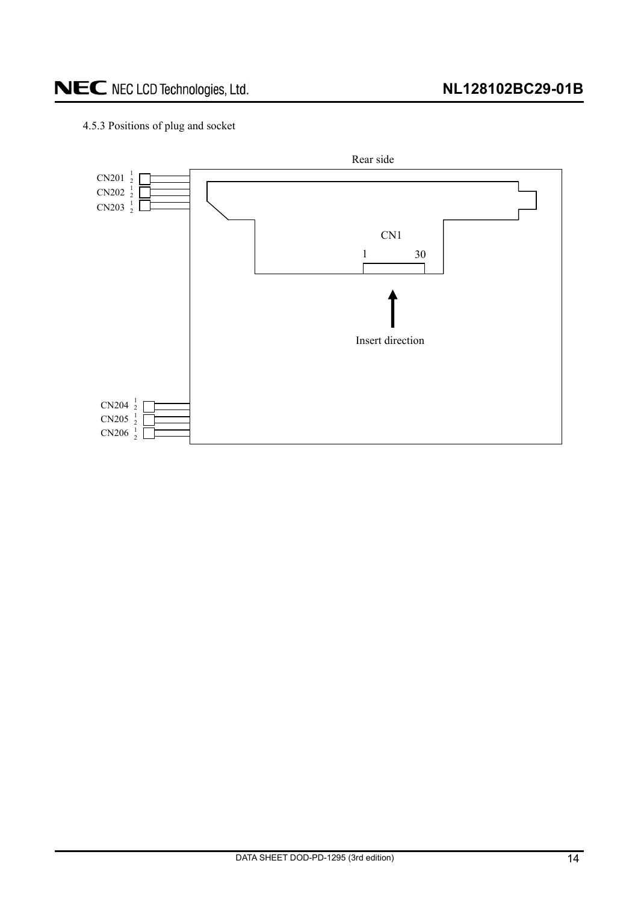### 4.5.3 Positions of plug and socket

Rear side

CN201 1 2
CN202 1 2
CN203 1 2

CN1
1 30

Insert direction

CN204 1 2
CN205 1 2
CN206 1 2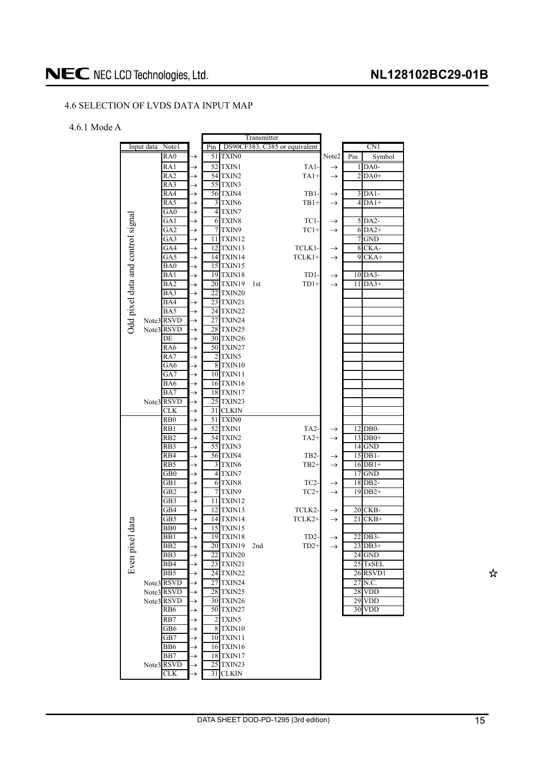## 4.6 SELECTION OF LVDS DATA INPUT MAP

### 4.6.1 Mode A

| Input data | Note1 | | Transmitter Pin | DS90CF383, C385 or equivalent | | | Note2 | CN1 Pin | Symbol |
|---|---|---|---|---|---|---|---|---|---|
| Odd pixel data and control signal | RA0 | → | 51 | TXIN0 | | | | | |
| | RA1 | → | 52 | TXIN1 | | TA1- | → | 1 | DA0- |
| | RA2 | → | 54 | TXIN2 | | TA1+ | → | 2 | DA0+ |
| | RA3 | → | 55 | TXIN3 | | | | | |
| | RA4 | → | 56 | TXIN4 | | TB1- | → | 3 | DA1- |
| | RA5 | → | 3 | TXIN6 | | TB1+ | → | 4 | DA1+ |
| | GA0 | → | 4 | TXIN7 | | | | | |
| | GA1 | → | 6 | TXIN8 | | TC1- | → | 5 | DA2- |
| | GA2 | → | 7 | TXIN9 | | TC1+ | → | 6 | DA2+ |
| | GA3 | → | 11 | TXIN12 | | | | 7 | GND |
| | GA4 | → | 12 | TXIN13 | | TCLK1- | → | 8 | CKA- |
| | GA5 | → | 14 | TXIN14 | | TCLK1+ | → | 9 | CKA+ |
| | BA0 | → | 15 | TXIN15 | | | | | |
| | BA1 | → | 19 | TXIN18 | | TD1- | → | 10 | DA3- |
| | BA2 | → | 20 | TXIN19 | 1st | TD1+ | → | 11 | DA3+ |
| | BA3 | → | 22 | TXIN20 | | | | | |
| | BA4 | → | 23 | TXIN21 | | | | | |
| | BA5 | → | 24 | TXIN22 | | | | | |
| | Note3 RSVD | → | 27 | TXIN24 | | | | | |
| | Note3 RSVD | → | 28 | TXIN25 | | | | | |
| | DE | → | 30 | TXIN26 | | | | | |
| | RA6 | → | 50 | TXIN27 | | | | | |
| | RA7 | → | 2 | TXIN5 | | | | | |
| | GA6 | → | 8 | TXIN10 | | | | | |
| | GA7 | → | 10 | TXIN11 | | | | | |
| | BA6 | → | 16 | TXIN16 | | | | | |
| | BA7 | → | 18 | TXIN17 | | | | | |
| | Note3 RSVD | → | 25 | TXIN23 | | | | | |
| | CLK | → | 31 | CLKIN | | | | | |
| Even pixel data | RB0 | → | 51 | TXIN0 | | | | | |
| | RB1 | → | 52 | TXIN1 | | TA2- | → | 12 | DB0- |
| | RB2 | → | 54 | TXIN2 | | TA2+ | → | 13 | DB0+ |
| | RB3 | → | 55 | TXIN3 | | | | 14 | GND |
| | RB4 | → | 56 | TXIN4 | | TB2- | → | 15 | DB1- |
| | RB5 | → | 3 | TXIN6 | | TB2+ | → | 16 | DB1+ |
| | GB0 | → | 4 | TXIN7 | | | | 17 | GND |
| | GB1 | → | 6 | TXIN8 | | TC2- | → | 18 | DB2- |
| | GB2 | → | 7 | TXIN9 | | TC2+ | → | 19 | DB2+ |
| | GB3 | → | 11 | TXIN12 | | | | | |
| | GB4 | → | 12 | TXIN13 | | TCLK2- | → | 20 | CKB- |
| | GB5 | → | 14 | TXIN14 | | TCLK2+ | → | 21 | CKB+ |
| | BB0 | → | 15 | TXIN15 | | | | | |
| | BB1 | → | 19 | TXIN18 | | TD2- | → | 22 | DB3- |
| | BB2 | → | 20 | TXIN19 | 2nd | TD2+ | → | 23 | DB3+ |
| | BB3 | → | 22 | TXIN20 | | | | 24 | GND |
| | BB4 | → | 23 | TXIN21 | | | | 25 | TxSEL |
| | BB5 | → | 24 | TXIN22 | | | | 26 | RSVD1 ☆ |
| | Note3 RSVD | → | 27 | TXIN24 | | | | 27 | N.C. |
| | Note3 RSVD | → | 28 | TXIN25 | | | | 28 | VDD |
| | Note3 RSVD | → | 30 | TXIN26 | | | | 29 | VDD |
| | RB6 | → | 50 | TXIN27 | | | | 30 | VDD |
| | RB7 | → | 2 | TXIN5 | | | | | |
| | GB6 | → | 8 | TXIN10 | | | | | |
| | GB7 | → | 10 | TXIN11 | | | | | |
| | BB6 | → | 16 | TXIN16 | | | | | |
| | BB7 | → | 18 | TXIN17 | | | | | |
| | Note3 RSVD | → | 25 | TXIN23 | | | | | |
| | CLK | → | 31 | CLKIN | | | | | |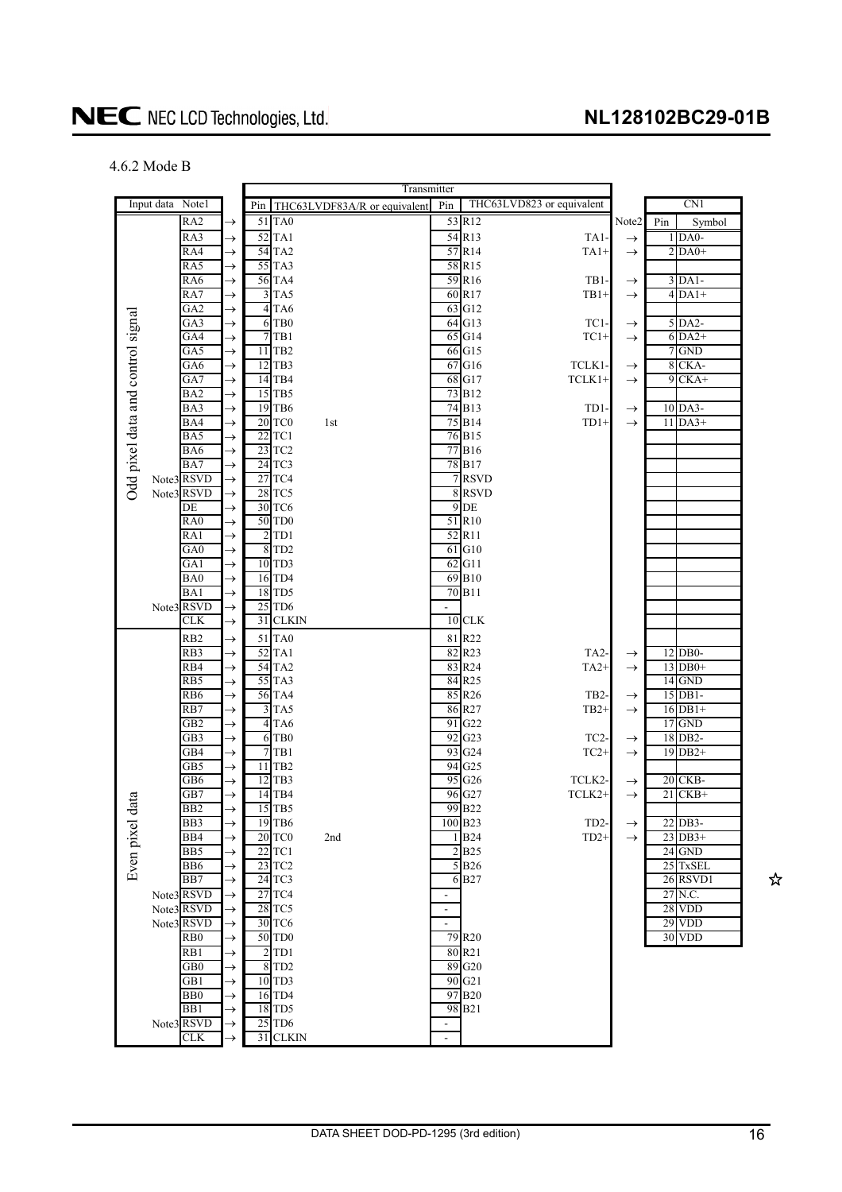### 4.6.2 Mode B

| | Input data Note1 | | Transmitter | | | | | Note2 | CN1 | |
|---|---|---|---|---|---|---|---|---|---|---|
| | | | Pin | THC63LVDF83A/R or equivalent | Pin | THC63LVD823 or equivalent | | | Pin | Symbol |
| Odd pixel data and control signal | RA2 | → | 51 | TA0 | 53 | R12 | | | | |
| | RA3 | → | 52 | TA1 | 54 | R13 | TA1- | → | 1 | DA0- |
| | RA4 | → | 54 | TA2 | 57 | R14 | TA1+ | → | 2 | DA0+ |
| | RA5 | → | 55 | TA3 | 58 | R15 | | | | |
| | RA6 | → | 56 | TA4 | 59 | R16 | TB1- | → | 3 | DA1- |
| | RA7 | → | 3 | TA5 | 60 | R17 | TB1+ | → | 4 | DA1+ |
| | GA2 | → | 4 | TA6 | 63 | G12 | | | | |
| | GA3 | → | 6 | TB0 | 64 | G13 | TC1- | → | 5 | DA2- |
| | GA4 | → | 7 | TB1 | 65 | G14 | TC1+ | → | 6 | DA2+ |
| | GA5 | → | 11 | TB2 | 66 | G15 | | | 7 | GND |
| | GA6 | → | 12 | TB3 | 67 | G16 | TCLK1- | → | 8 | CKA- |
| | GA7 | → | 14 | TB4 | 68 | G17 | TCLK1+ | → | 9 | CKA+ |
| | BA2 | → | 15 | TB5 | 73 | B12 | | | | |
| | BA3 | → | 19 | TB6 | 74 | B13 | TD1- | → | 10 | DA3- |
| | BA4 | → | 20 | TC0 1st | 75 | B14 | TD1+ | → | 11 | DA3+ |
| | BA5 | → | 22 | TC1 | 76 | B15 | | | | |
| | BA6 | → | 23 | TC2 | 77 | B16 | | | | |
| | BA7 | → | 24 | TC3 | 78 | B17 | | | | |
| | Note3 RSVD | → | 27 | TC4 | 7 | RSVD | | | | |
| | Note3 RSVD | → | 28 | TC5 | 8 | RSVD | | | | |
| | DE | → | 30 | TC6 | 9 | DE | | | | |
| | RA0 | → | 50 | TD0 | 51 | R10 | | | | |
| | RA1 | → | 2 | TD1 | 52 | R11 | | | | |
| | GA0 | → | 8 | TD2 | 61 | G10 | | | | |
| | GA1 | → | 10 | TD3 | 62 | G11 | | | | |
| | BA0 | → | 16 | TD4 | 69 | B10 | | | | |
| | BA1 | → | 18 | TD5 | 70 | B11 | | | | |
| | Note3 RSVD | → | 25 | TD6 | - | | | | | |
| | CLK | → | 31 | CLKIN | 10 | CLK | | | | |
| Even pixel data | RB2 | → | 51 | TA0 | 81 | R22 | | | | |
| | RB3 | → | 52 | TA1 | 82 | R23 | TA2- | → | 12 | DB0- |
| | RB4 | → | 54 | TA2 | 83 | R24 | TA2+ | → | 13 | DB0+ |
| | RB5 | → | 55 | TA3 | 84 | R25 | | | 14 | GND |
| | RB6 | → | 56 | TA4 | 85 | R26 | TB2- | → | 15 | DB1- |
| | RB7 | → | 3 | TA5 | 86 | R27 | TB2+ | → | 16 | DB1+ |
| | GB2 | → | 4 | TA6 | 91 | G22 | | | 17 | GND |
| | GB3 | → | 6 | TB0 | 92 | G23 | TC2- | → | 18 | DB2- |
| | GB4 | → | 7 | TB1 | 93 | G24 | TC2+ | → | 19 | DB2+ |
| | GB5 | → | 11 | TB2 | 94 | G25 | | | | |
| | GB6 | → | 12 | TB3 | 95 | G26 | TCLK2- | → | 20 | CKB- |
| | GB7 | → | 14 | TB4 | 96 | G27 | TCLK2+ | → | 21 | CKB+ |
| | BB2 | → | 15 | TB5 | 99 | B22 | | | | |
| | BB3 | → | 19 | TB6 | 100 | B23 | TD2- | → | 22 | DB3- |
| | BB4 | → | 20 | TC0 2nd | 1 | B24 | TD2+ | → | 23 | DB3+ |
| | BB5 | → | 22 | TC1 | 2 | B25 | | | 24 | GND |
| | BB6 | → | 23 | TC2 | 5 | B26 | | | 25 | TxSEL |
| | BB7 | → | 24 | TC3 | 6 | B27 | | | 26 | RSVD1 ☆ |
| | Note3 RSVD | → | 27 | TC4 | - | | | | 27 | N.C. |
| | Note3 RSVD | → | 28 | TC5 | - | | | | 28 | VDD |
| | Note3 RSVD | → | 30 | TC6 | - | | | | 29 | VDD |
| | RB0 | → | 50 | TD0 | 79 | R20 | | | 30 | VDD |
| | RB1 | → | 2 | TD1 | 80 | R21 | | | | |
| | GB0 | → | 8 | TD2 | 89 | G20 | | | | |
| | GB1 | → | 10 | TD3 | 90 | G21 | | | | |
| | BB0 | → | 16 | TD4 | 97 | B20 | | | | |
| | BB1 | → | 18 | TD5 | 98 | B21 | | | | |
| | Note3 RSVD | → | 25 | TD6 | - | | | | | |
| | CLK | → | 31 | CLKIN | - | | | | | |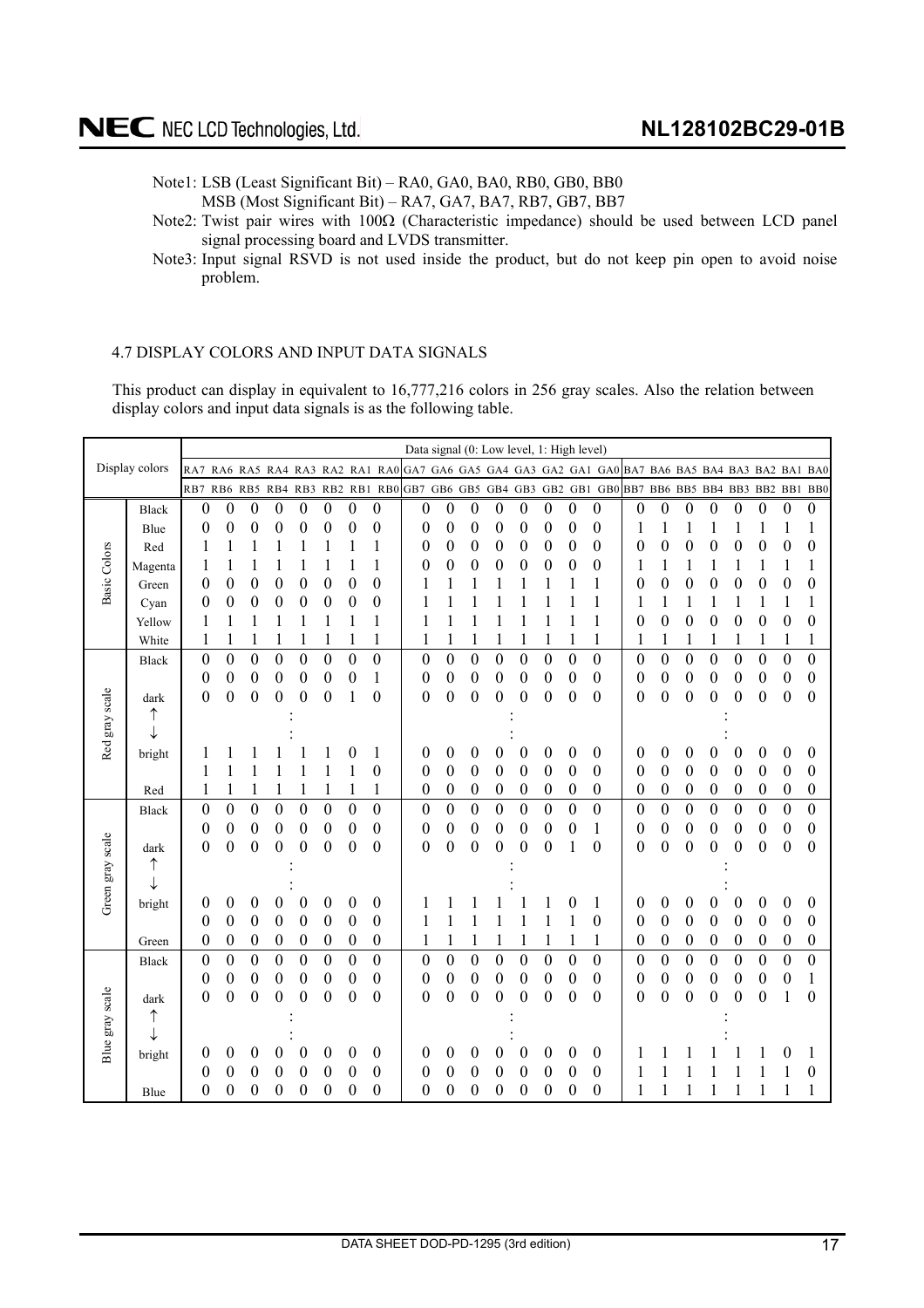Note1: LSB (Least Significant Bit) – RA0, GA0, BA0, RB0, GB0, BB0
MSB (Most Significant Bit) – RA7, GA7, BA7, RB7, GB7, BB7

Note2: Twist pair wires with 100Ω (Characteristic impedance) should be used between LCD panel signal processing board and LVDS transmitter.

Note3: Input signal RSVD is not used inside the product, but do not keep pin open to avoid noise problem.

### 4.7 DISPLAY COLORS AND INPUT DATA SIGNALS

This product can display in equivalent to 16,777,216 colors in 256 gray scales. Also the relation between display colors and input data signals is as the following table.

| Display colors | | Data signal (0: Low level, 1: High level) | | | | | | | | | | | | | | | | | | | | | | | |
|---|---|---|---|---|---|---|---|---|---|---|---|---|---|---|---|---|---|---|---|---|---|---|---|---|---|
| | | RA7 | RA6 | RA5 | RA4 | RA3 | RA2 | RA1 | RA0 | GA7 | GA6 | GA5 | GA4 | GA3 | GA2 | GA1 | GA0 | BA7 | BA6 | BA5 | BA4 | BA3 | BA2 | BA1 | BA0 |
| | | RB7 | RB6 | RB5 | RB4 | RB3 | RB2 | RB1 | RB0 | GB7 | GB6 | GB5 | GB4 | GB3 | GB2 | GB1 | GB0 | BB7 | BB6 | BB5 | BB4 | BB3 | BB2 | BB1 | BB0 |
| Basic Colors | Black | 0 | 0 | 0 | 0 | 0 | 0 | 0 | 0 | 0 | 0 | 0 | 0 | 0 | 0 | 0 | 0 | 0 | 0 | 0 | 0 | 0 | 0 | 0 | 0 |
| | Blue | 0 | 0 | 0 | 0 | 0 | 0 | 0 | 0 | 0 | 0 | 0 | 0 | 0 | 0 | 0 | 0 | 1 | 1 | 1 | 1 | 1 | 1 | 1 | 1 |
| | Red | 1 | 1 | 1 | 1 | 1 | 1 | 1 | 1 | 0 | 0 | 0 | 0 | 0 | 0 | 0 | 0 | 0 | 0 | 0 | 0 | 0 | 0 | 0 | 0 |
| | Magenta | 1 | 1 | 1 | 1 | 1 | 1 | 1 | 1 | 0 | 0 | 0 | 0 | 0 | 0 | 0 | 0 | 1 | 1 | 1 | 1 | 1 | 1 | 1 | 1 |
| | Green | 0 | 0 | 0 | 0 | 0 | 0 | 0 | 0 | 1 | 1 | 1 | 1 | 1 | 1 | 1 | 1 | 0 | 0 | 0 | 0 | 0 | 0 | 0 | 0 |
| | Cyan | 0 | 0 | 0 | 0 | 0 | 0 | 0 | 0 | 1 | 1 | 1 | 1 | 1 | 1 | 1 | 1 | 1 | 1 | 1 | 1 | 1 | 1 | 1 | 1 |
| | Yellow | 1 | 1 | 1 | 1 | 1 | 1 | 1 | 1 | 1 | 1 | 1 | 1 | 1 | 1 | 1 | 1 | 0 | 0 | 0 | 0 | 0 | 0 | 0 | 0 |
| | White | 1 | 1 | 1 | 1 | 1 | 1 | 1 | 1 | 1 | 1 | 1 | 1 | 1 | 1 | 1 | 1 | 1 | 1 | 1 | 1 | 1 | 1 | 1 | 1 |
| Red gray scale | Black | 0 | 0 | 0 | 0 | 0 | 0 | 0 | 0 | 0 | 0 | 0 | 0 | 0 | 0 | 0 | 0 | 0 | 0 | 0 | 0 | 0 | 0 | 0 | 0 |
| | | 0 | 0 | 0 | 0 | 0 | 0 | 0 | 1 | 0 | 0 | 0 | 0 | 0 | 0 | 0 | 0 | 0 | 0 | 0 | 0 | 0 | 0 | 0 | 0 |
| | dark | 0 | 0 | 0 | 0 | 0 | 0 | 1 | 0 | 0 | 0 | 0 | 0 | 0 | 0 | 0 | 0 | 0 | 0 | 0 | 0 | 0 | 0 | 0 | 0 |
| | ↑ | | | | : | | | | | | | | : | | | | | | | | : | | | | |
| | ↓ | | | | : | | | | | | | | : | | | | | | | | : | | | | |
| | bright | 1 | 1 | 1 | 1 | 1 | 1 | 0 | 1 | 0 | 0 | 0 | 0 | 0 | 0 | 0 | 0 | 0 | 0 | 0 | 0 | 0 | 0 | 0 | 0 |
| | | 1 | 1 | 1 | 1 | 1 | 1 | 1 | 0 | 0 | 0 | 0 | 0 | 0 | 0 | 0 | 0 | 0 | 0 | 0 | 0 | 0 | 0 | 0 | 0 |
| | Red | 1 | 1 | 1 | 1 | 1 | 1 | 1 | 1 | 0 | 0 | 0 | 0 | 0 | 0 | 0 | 0 | 0 | 0 | 0 | 0 | 0 | 0 | 0 | 0 |
| Green gray scale | Black | 0 | 0 | 0 | 0 | 0 | 0 | 0 | 0 | 0 | 0 | 0 | 0 | 0 | 0 | 0 | 0 | 0 | 0 | 0 | 0 | 0 | 0 | 0 | 0 |
| | | 0 | 0 | 0 | 0 | 0 | 0 | 0 | 0 | 0 | 0 | 0 | 0 | 0 | 0 | 0 | 1 | 0 | 0 | 0 | 0 | 0 | 0 | 0 | 0 |
| | dark | 0 | 0 | 0 | 0 | 0 | 0 | 0 | 0 | 0 | 0 | 0 | 0 | 0 | 0 | 1 | 0 | 0 | 0 | 0 | 0 | 0 | 0 | 0 | 0 |
| | ↑ | | | | : | | | | | | | | : | | | | | | | | : | | | | |
| | ↓ | | | | : | | | | | | | | : | | | | | | | | : | | | | |
| | bright | 0 | 0 | 0 | 0 | 0 | 0 | 0 | 0 | 1 | 1 | 1 | 1 | 1 | 1 | 0 | 1 | 0 | 0 | 0 | 0 | 0 | 0 | 0 | 0 |
| | | 0 | 0 | 0 | 0 | 0 | 0 | 0 | 0 | 1 | 1 | 1 | 1 | 1 | 1 | 1 | 0 | 0 | 0 | 0 | 0 | 0 | 0 | 0 | 0 |
| | Green | 0 | 0 | 0 | 0 | 0 | 0 | 0 | 0 | 1 | 1 | 1 | 1 | 1 | 1 | 1 | 1 | 0 | 0 | 0 | 0 | 0 | 0 | 0 | 0 |
| Blue gray scale | Black | 0 | 0 | 0 | 0 | 0 | 0 | 0 | 0 | 0 | 0 | 0 | 0 | 0 | 0 | 0 | 0 | 0 | 0 | 0 | 0 | 0 | 0 | 0 | 0 |
| | | 0 | 0 | 0 | 0 | 0 | 0 | 0 | 0 | 0 | 0 | 0 | 0 | 0 | 0 | 0 | 0 | 0 | 0 | 0 | 0 | 0 | 0 | 0 | 1 |
| | dark | 0 | 0 | 0 | 0 | 0 | 0 | 0 | 0 | 0 | 0 | 0 | 0 | 0 | 0 | 0 | 0 | 0 | 0 | 0 | 0 | 0 | 0 | 1 | 0 |
| | ↑ | | | | : | | | | | | | | : | | | | | | | | : | | | | |
| | ↓ | | | | : | | | | | | | | : | | | | | | | | : | | | | |
| | bright | 0 | 0 | 0 | 0 | 0 | 0 | 0 | 0 | 0 | 0 | 0 | 0 | 0 | 0 | 0 | 0 | 1 | 1 | 1 | 1 | 1 | 1 | 0 | 1 |
| | | 0 | 0 | 0 | 0 | 0 | 0 | 0 | 0 | 0 | 0 | 0 | 0 | 0 | 0 | 0 | 0 | 1 | 1 | 1 | 1 | 1 | 1 | 1 | 0 |
| | Blue | 0 | 0 | 0 | 0 | 0 | 0 | 0 | 0 | 0 | 0 | 0 | 0 | 0 | 0 | 0 | 0 | 1 | 1 | 1 | 1 | 1 | 1 | 1 | 1 |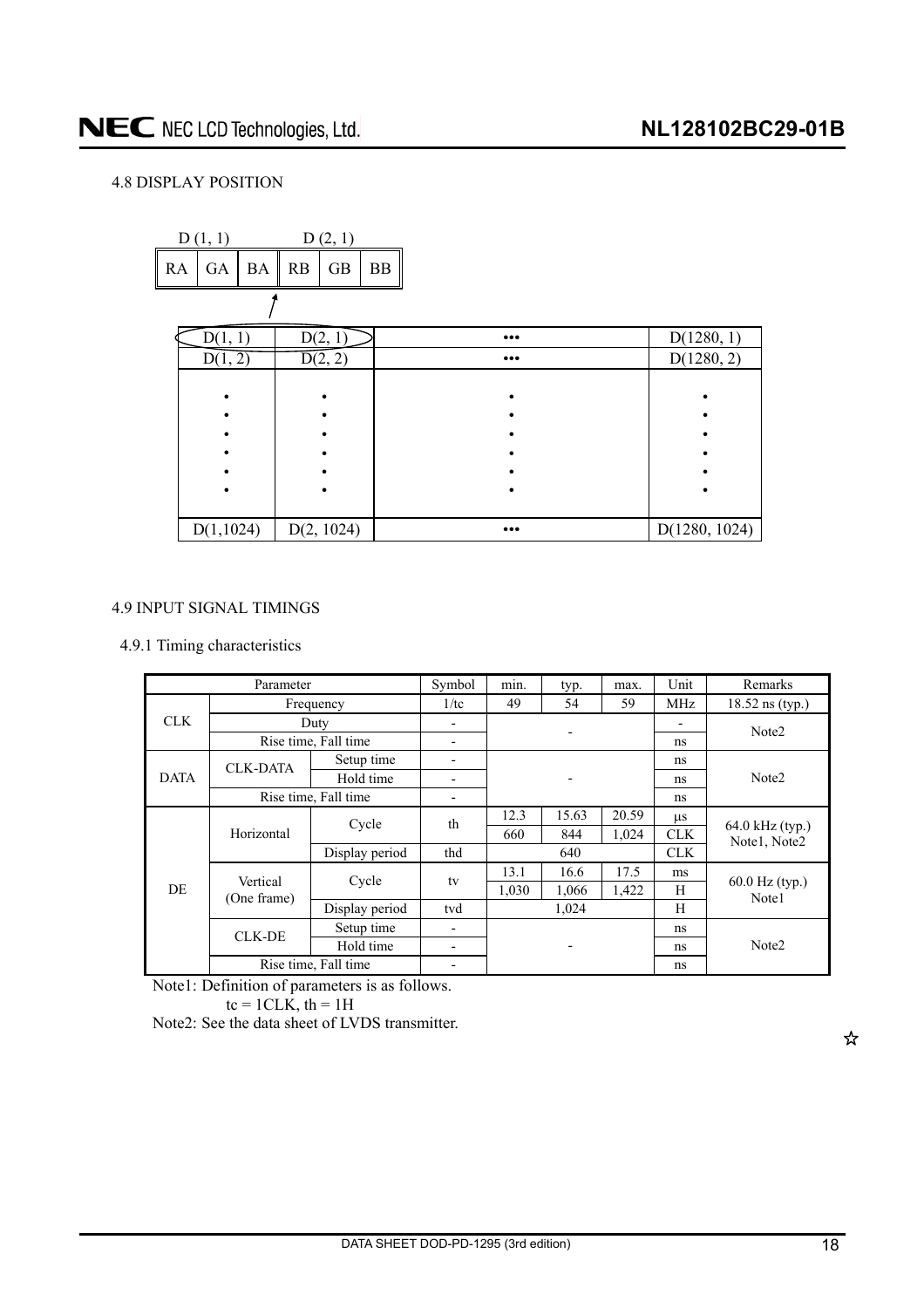## 4.8 DISPLAY POSITION

| D (1, 1) | | | D (2, 1) | | |
|---|---|---|---|---|---|
| RA | GA | BA | RB | GB | BB |

| D(1, 1) | D(2, 1) | ••• | D(1280, 1) |
|---|---|---|---|
| D(1, 2) | D(2, 2) | ••• | D(1280, 2) |
| • | • | • | • |
| D(1,1024) | D(2, 1024) | ••• | D(1280, 1024) |

## 4.9 INPUT SIGNAL TIMINGS

### 4.9.1 Timing characteristics

| Parameter | | | Symbol | min. | typ. | max. | Unit | Remarks |
|---|---|---|---|---|---|---|---|---|
| CLK | Frequency | | 1/tc | 49 | 54 | 59 | MHz | 18.52 ns (typ.) |
| | Duty | | - | - | | | - | Note2 |
| | Rise time, Fall time | | - | | | | ns | |
| DATA | CLK-DATA | Setup time | - | - | | | ns | Note2 |
| | | Hold time | - | | | | ns | |
| | Rise time, Fall time | | - | | | | ns | |
| DE | Horizontal | Cycle | th | 12.3 | 15.63 | 20.59 | μs | 64.0 kHz (typ.) Note1, Note2 |
| | | | | 660 | 844 | 1,024 | CLK | |
| | | Display period | thd | | 640 | | CLK | |
| | Vertical (One frame) | Cycle | tv | 13.1 | 16.6 | 17.5 | ms | 60.0 Hz (typ.) Note1 |
| | | | | 1,030 | 1,066 | 1,422 | H | |
| | | Display period | tvd | | 1,024 | | H | |
| | CLK-DE | Setup time | - | - | | | ns | Note2 |
| | | Hold time | - | | | | ns | |
| | Rise time, Fall time | | - | | | | ns | |

Note1: Definition of parameters is as follows.
tc = 1CLK, th = 1H

Note2: See the data sheet of LVDS transmitter.

☆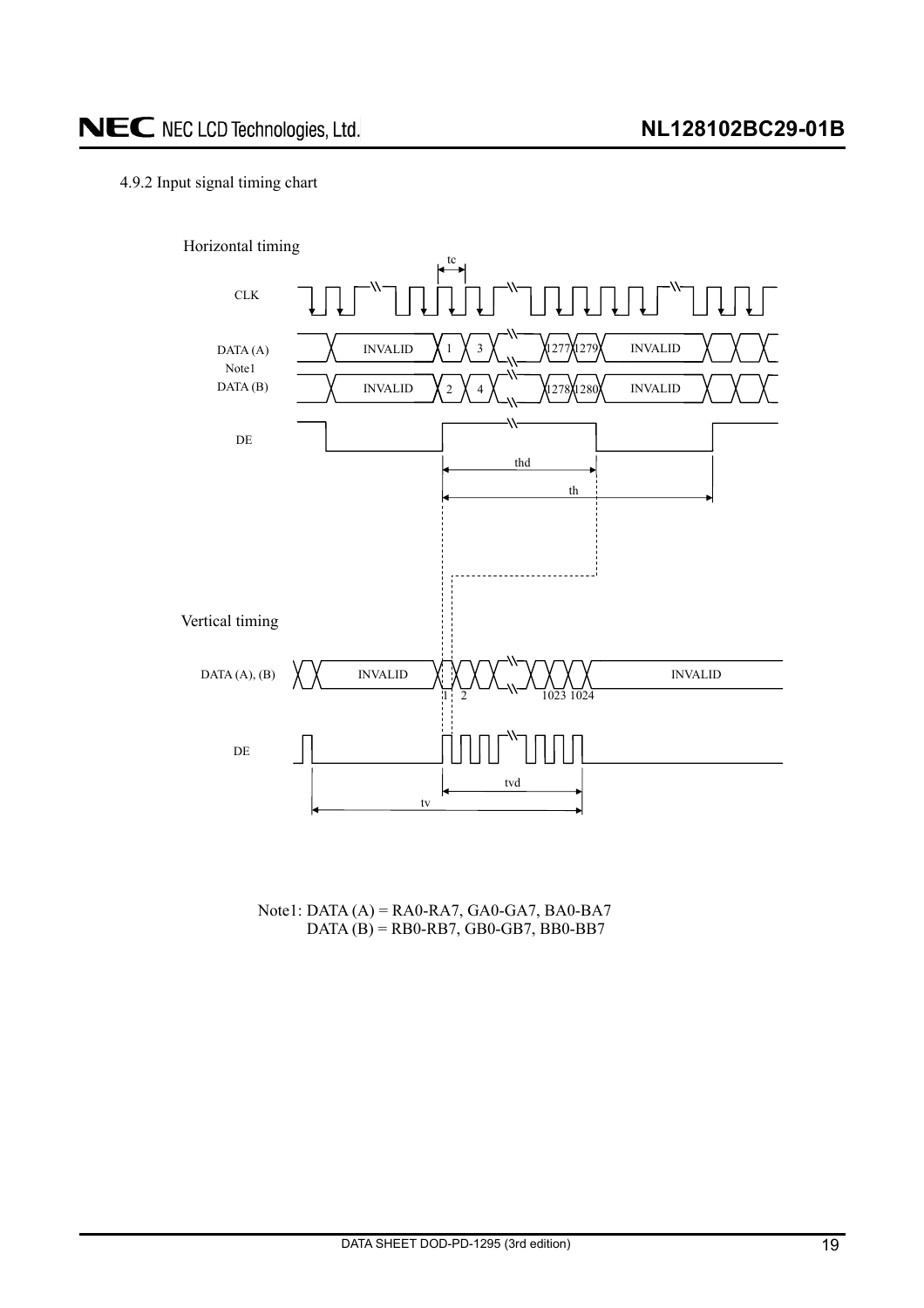4.9.2 Input signal timing chart

Horizontal timing

CLK

DATA (A)
Note1
DATA (B)

INVALID 1 3 1277 1279 INVALID

INVALID 2 4 1278 1280 INVALID

DE

tc

thd

th

Vertical timing

DATA (A), (B)

INVALID 1 2 1023 1024 INVALID

DE

tvd

tv

Note1: DATA (A) = RA0-RA7, GA0-GA7, BA0-BA7
DATA (B) = RB0-RB7, GB0-GB7, BB0-BB7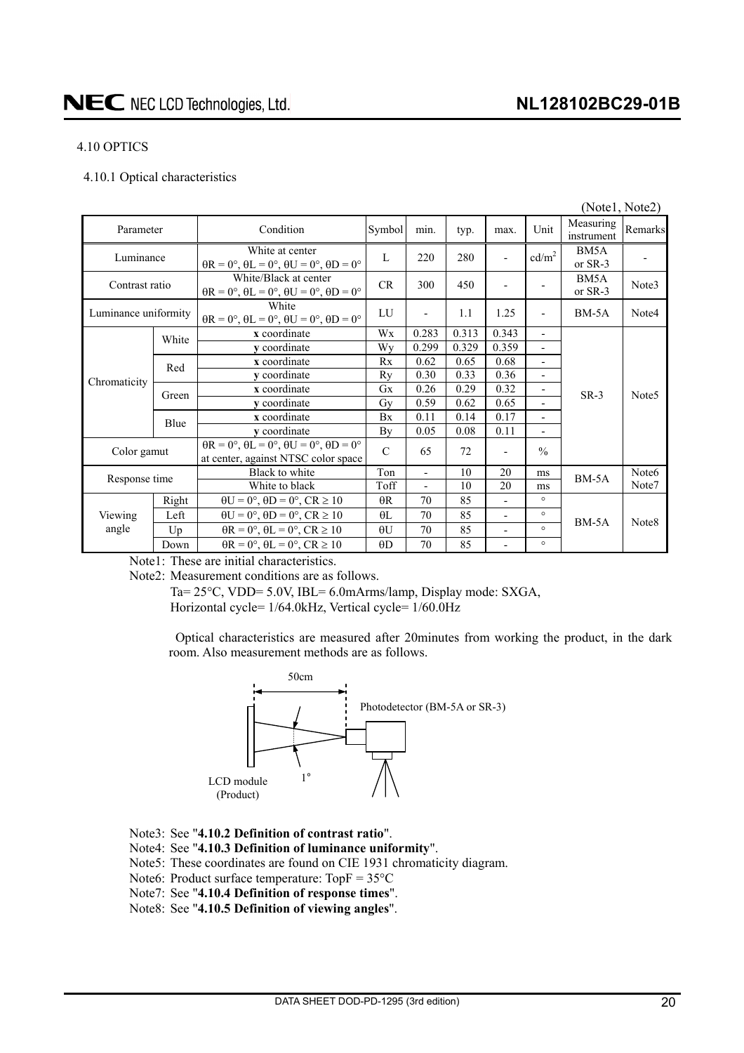### 4.10 OPTICS

#### 4.10.1 Optical characteristics

(Note1, Note2)

| Parameter | | Condition | Symbol | min. | typ. | max. | Unit | Measuring instrument | Remarks |
|---|---|---|---|---|---|---|---|---|---|
| Luminance | | White at center θR = 0°, θL = 0°, θU = 0°, θD = 0° | L | 220 | 280 | - | cd/m² | BM5A or SR-3 | - |
| Contrast ratio | | White/Black at center θR = 0°, θL = 0°, θU = 0°, θD = 0° | CR | 300 | 450 | - | - | BM5A or SR-3 | Note3 |
| Luminance uniformity | | White θR = 0°, θL = 0°, θU = 0°, θD = 0° | LU | - | 1.1 | 1.25 | - | BM-5A | Note4 |
| Chromaticity | White | **x** coordinate | Wx | 0.283 | 0.313 | 0.343 | - | SR-3 | Note5 |
| | | **y** coordinate | Wy | 0.299 | 0.329 | 0.359 | - | | |
| | Red | **x** coordinate | Rx | 0.62 | 0.65 | 0.68 | - | | |
| | | **y** coordinate | Ry | 0.30 | 0.33 | 0.36 | - | | |
| | Green | **x** coordinate | Gx | 0.26 | 0.29 | 0.32 | - | | |
| | | **y** coordinate | Gy | 0.59 | 0.62 | 0.65 | - | | |
| | Blue | **x** coordinate | Bx | 0.11 | 0.14 | 0.17 | - | | |
| | | **y** coordinate | By | 0.05 | 0.08 | 0.11 | - | | |
| Color gamut | | θR = 0°, θL = 0°, θU = 0°, θD = 0° at center, against NTSC color space | C | 65 | 72 | - | % | | |
| Response time | | Black to white | Ton | - | 10 | 20 | ms | BM-5A | Note6 Note7 |
| | | White to black | Toff | - | 10 | 20 | ms | | |
| Viewing angle | Right | θU = 0°, θD = 0°, CR ≥ 10 | θR | 70 | 85 | - | ° | BM-5A | Note8 |
| | Left | θU = 0°, θD = 0°, CR ≥ 10 | θL | 70 | 85 | - | ° | | |
| | Up | θR = 0°, θL = 0°, CR ≥ 10 | θU | 70 | 85 | - | ° | | |
| | Down | θR = 0°, θL = 0°, CR ≥ 10 | θD | 70 | 85 | - | ° | | |

Note1: These are initial characteristics.

Note2: Measurement conditions are as follows.

Ta= 25°C, VDD= 5.0V, IBL= 6.0mArms/lamp, Display mode: SXGA,
Horizontal cycle= 1/64.0kHz, Vertical cycle= 1/60.0Hz

Optical characteristics are measured after 20minutes from working the product, in the dark room. Also measurement methods are as follows.

50cm

Photodetector (BM-5A or SR-3)

1°

LCD module (Product)

Note3: See "**4.10.2 Definition of contrast ratio**".

Note4: See "**4.10.3 Definition of luminance uniformity**".

Note5: These coordinates are found on CIE 1931 chromaticity diagram.

Note6: Product surface temperature: TopF = 35°C

Note7: See "**4.10.4 Definition of response times**".

Note8: See "**4.10.5 Definition of viewing angles**".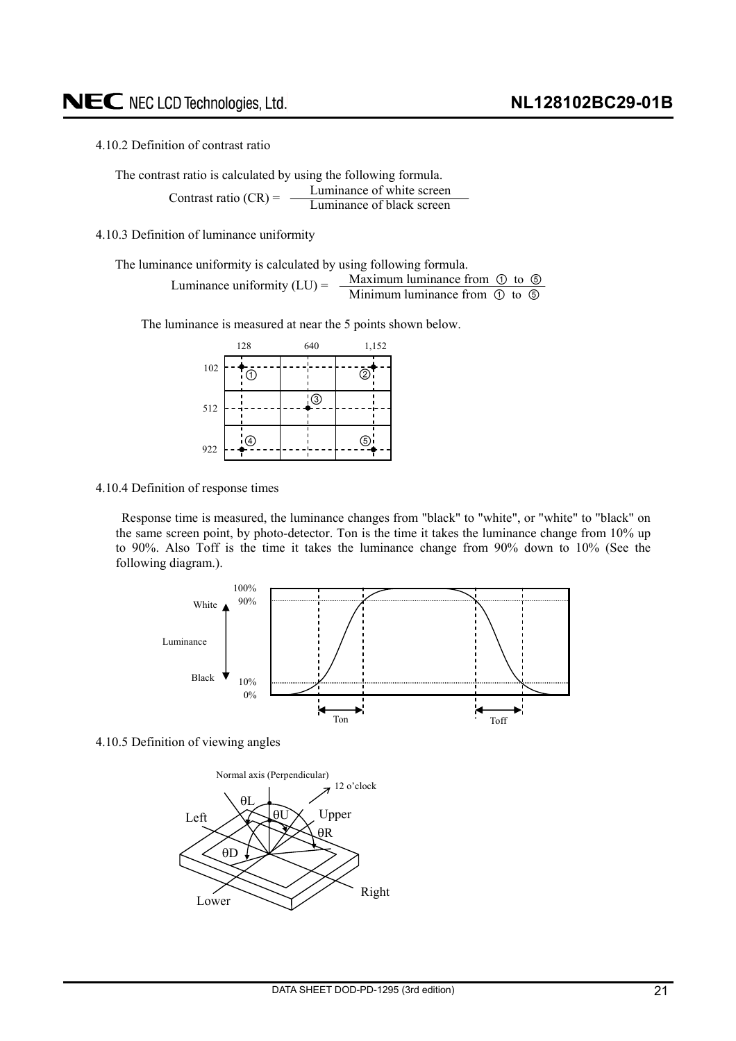#### 4.10.2 Definition of contrast ratio

The contrast ratio is calculated by using the following formula.

$$\text{Contrast ratio (CR)} = \frac{\text{Luminance of white screen}}{\text{Luminance of black screen}}$$

#### 4.10.3 Definition of luminance uniformity

The luminance uniformity is calculated by using following formula.

$$\text{Luminance uniformity (LU)} = \frac{\text{Maximum luminance from ① to ⑤}}{\text{Minimum luminance from ① to ⑤}}$$

The luminance is measured at near the 5 points shown below.

#### 4.10.4 Definition of response times

Response time is measured, the luminance changes from "black" to "white", or "white" to "black" on the same screen point, by photo-detector. Ton is the time it takes the luminance change from 10% up to 90%. Also Toff is the time it takes the luminance change from 90% down to 10% (See the following diagram.).

#### 4.10.5 Definition of viewing angles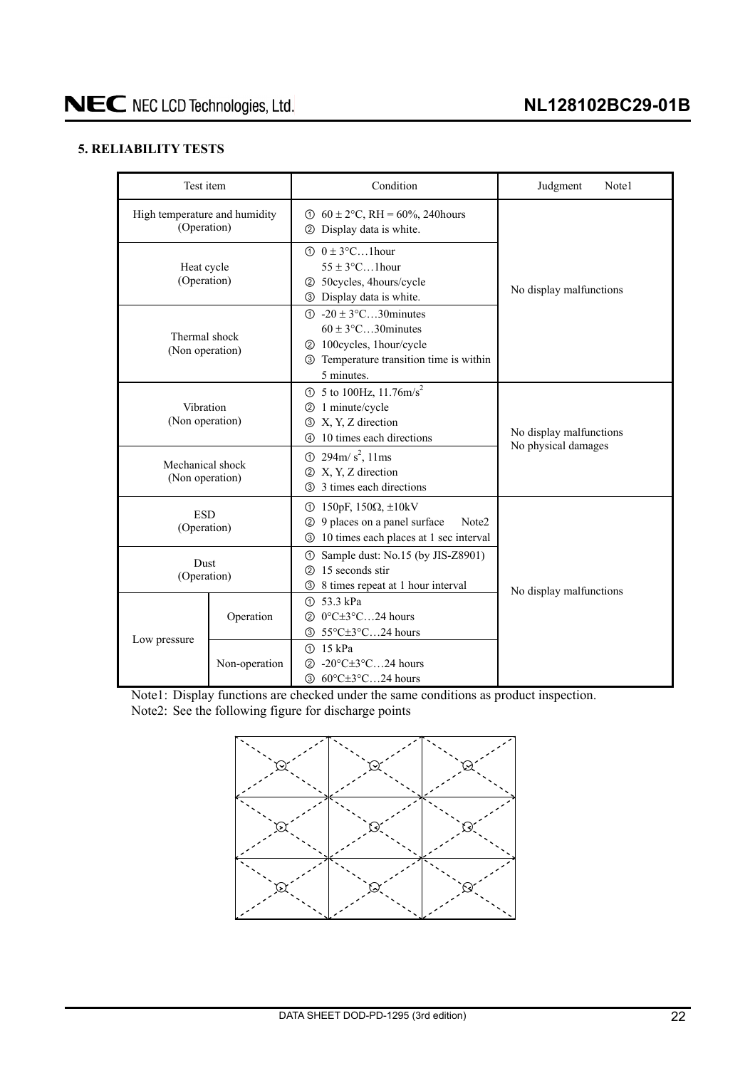## 5. RELIABILITY TESTS

| Test item | | Condition | Judgment Note1 |
|---|---|---|---|
| High temperature and humidity (Operation) | | ① 60 ± 2°C, RH = 60%, 240hours<br>② Display data is white. | No display malfunctions |
| Heat cycle (Operation) | | ① 0 ± 3°C…1hour<br>55 ± 3°C…1hour<br>② 50cycles, 4hours/cycle<br>③ Display data is white. | |
| Thermal shock (Non operation) | | ① -20 ± 3°C…30minutes<br>60 ± 3°C…30minutes<br>② 100cycles, 1hour/cycle<br>③ Temperature transition time is within 5 minutes. | |
| Vibration (Non operation) | | ① 5 to 100Hz, 11.76m/s$^2$<br>② 1 minute/cycle<br>③ X, Y, Z direction<br>④ 10 times each directions | No display malfunctions<br>No physical damages |
| Mechanical shock (Non operation) | | ① 294m/ s$^2$, 11ms<br>② X, Y, Z direction<br>③ 3 times each directions | |
| ESD (Operation) | | ① 150pF, 150Ω, ±10kV<br>② 9 places on a panel surface Note2<br>③ 10 times each places at 1 sec interval | No display malfunctions |
| Dust (Operation) | | ① Sample dust: No.15 (by JIS-Z8901)<br>② 15 seconds stir<br>③ 8 times repeat at 1 hour interval | |
| Low pressure | Operation | ① 53.3 kPa<br>② 0°C±3°C…24 hours<br>③ 55°C±3°C…24 hours | |
| | Non-operation | ① 15 kPa<br>② -20°C±3°C…24 hours<br>③ 60°C±3°C…24 hours | |

Note1: Display functions are checked under the same conditions as product inspection.

Note2: See the following figure for discharge points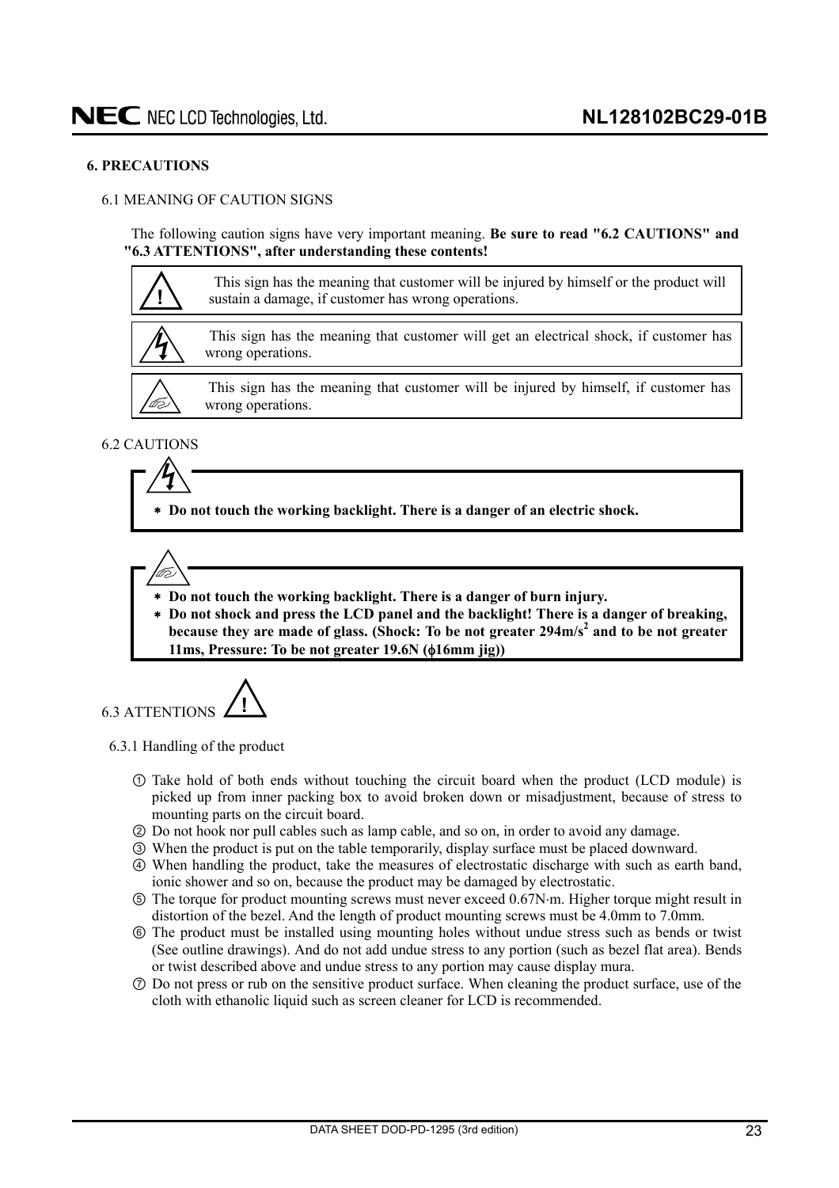## 6. PRECAUTIONS

### 6.1 MEANING OF CAUTION SIGNS

The following caution signs have very important meaning. **Be sure to read "6.2 CAUTIONS" and "6.3 ATTENTIONS", after understanding these contents!**

| | |
|---|---|
| ! | This sign has the meaning that customer will be injured by himself or the product will sustain a damage, if customer has wrong operations. |
| ⚡ | This sign has the meaning that customer will get an electrical shock, if customer has wrong operations. |
| ✋ | This sign has the meaning that customer will be injured by himself, if customer has wrong operations. |

### 6.2 CAUTIONS

⚡

- **Do not touch the working backlight. There is a danger of an electric shock.**

✋

- **Do not touch the working backlight. There is a danger of burn injury.**
- **Do not shock and press the LCD panel and the backlight! There is a danger of breaking, because they are made of glass. (Shock: To be not greater $294 m/s^2$ and to be not greater 11ms, Pressure: To be not greater 19.6N (ϕ16mm jig))**

### 6.3 ATTENTIONS !

#### 6.3.1 Handling of the product

① Take hold of both ends without touching the circuit board when the product (LCD module) is picked up from inner packing box to avoid broken down or misadjustment, because of stress to mounting parts on the circuit board.

② Do not hook nor pull cables such as lamp cable, and so on, in order to avoid any damage.

③ When the product is put on the table temporarily, display surface must be placed downward.

④ When handling the product, take the measures of electrostatic discharge with such as earth band, ionic shower and so on, because the product may be damaged by electrostatic.

⑤ The torque for product mounting screws must never exceed 0.67N·m. Higher torque might result in distortion of the bezel. And the length of product mounting screws must be 4.0mm to 7.0mm.

⑥ The product must be installed using mounting holes without undue stress such as bends or twist (See outline drawings). And do not add undue stress to any portion (such as bezel flat area). Bends or twist described above and undue stress to any portion may cause display mura.

⑦ Do not press or rub on the sensitive product surface. When cleaning the product surface, use of the cloth with ethanolic liquid such as screen cleaner for LCD is recommended.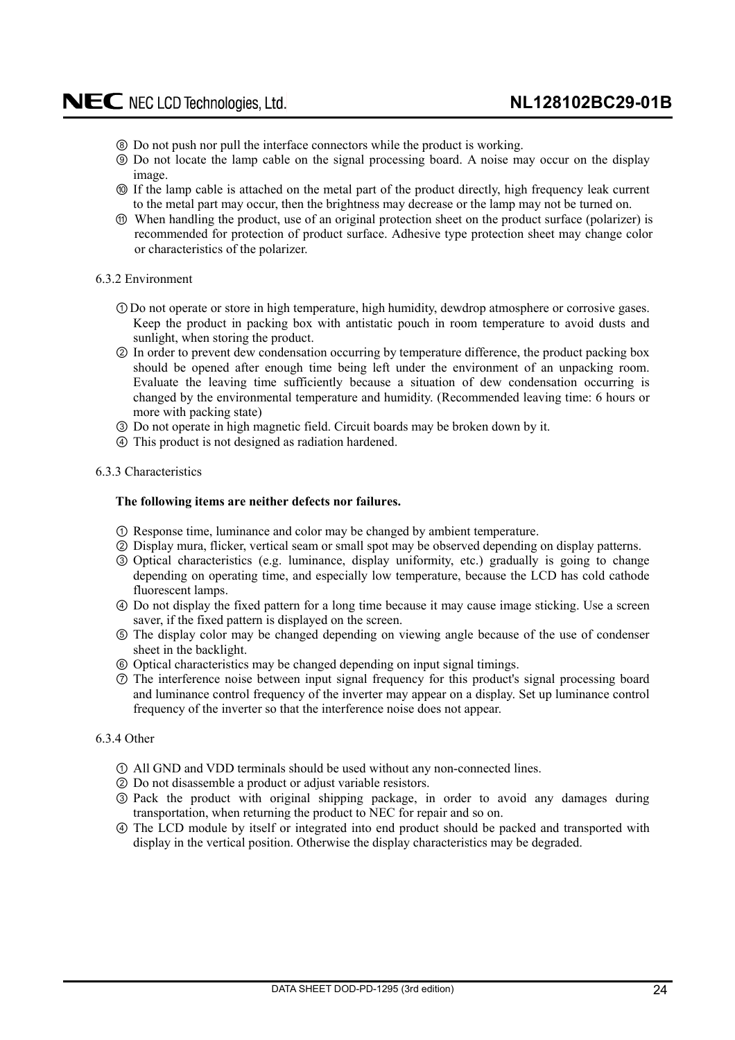⑧ Do not push nor pull the interface connectors while the product is working.
⑨ Do not locate the lamp cable on the signal processing board. A noise may occur on the display image.
⑩ If the lamp cable is attached on the metal part of the product directly, high frequency leak current to the metal part may occur, then the brightness may decrease or the lamp may not be turned on.
⑪ When handling the product, use of an original protection sheet on the product surface (polarizer) is recommended for protection of product surface. Adhesive type protection sheet may change color or characteristics of the polarizer.

6.3.2 Environment

① Do not operate or store in high temperature, high humidity, dewdrop atmosphere or corrosive gases. Keep the product in packing box with antistatic pouch in room temperature to avoid dusts and sunlight, when storing the product.
② In order to prevent dew condensation occurring by temperature difference, the product packing box should be opened after enough time being left under the environment of an unpacking room. Evaluate the leaving time sufficiently because a situation of dew condensation occurring is changed by the environmental temperature and humidity. (Recommended leaving time: 6 hours or more with packing state)
③ Do not operate in high magnetic field. Circuit boards may be broken down by it.
④ This product is not designed as radiation hardened.

6.3.3 Characteristics

**The following items are neither defects nor failures.**

① Response time, luminance and color may be changed by ambient temperature.
② Display mura, flicker, vertical seam or small spot may be observed depending on display patterns.
③ Optical characteristics (e.g. luminance, display uniformity, etc.) gradually is going to change depending on operating time, and especially low temperature, because the LCD has cold cathode fluorescent lamps.
④ Do not display the fixed pattern for a long time because it may cause image sticking. Use a screen saver, if the fixed pattern is displayed on the screen.
⑤ The display color may be changed depending on viewing angle because of the use of condenser sheet in the backlight.
⑥ Optical characteristics may be changed depending on input signal timings.
⑦ The interference noise between input signal frequency for this product's signal processing board and luminance control frequency of the inverter may appear on a display. Set up luminance control frequency of the inverter so that the interference noise does not appear.

6.3.4 Other

① All GND and VDD terminals should be used without any non-connected lines.
② Do not disassemble a product or adjust variable resistors.
③ Pack the product with original shipping package, in order to avoid any damages during transportation, when returning the product to NEC for repair and so on.
④ The LCD module by itself or integrated into end product should be packed and transported with display in the vertical position. Otherwise the display characteristics may be degraded.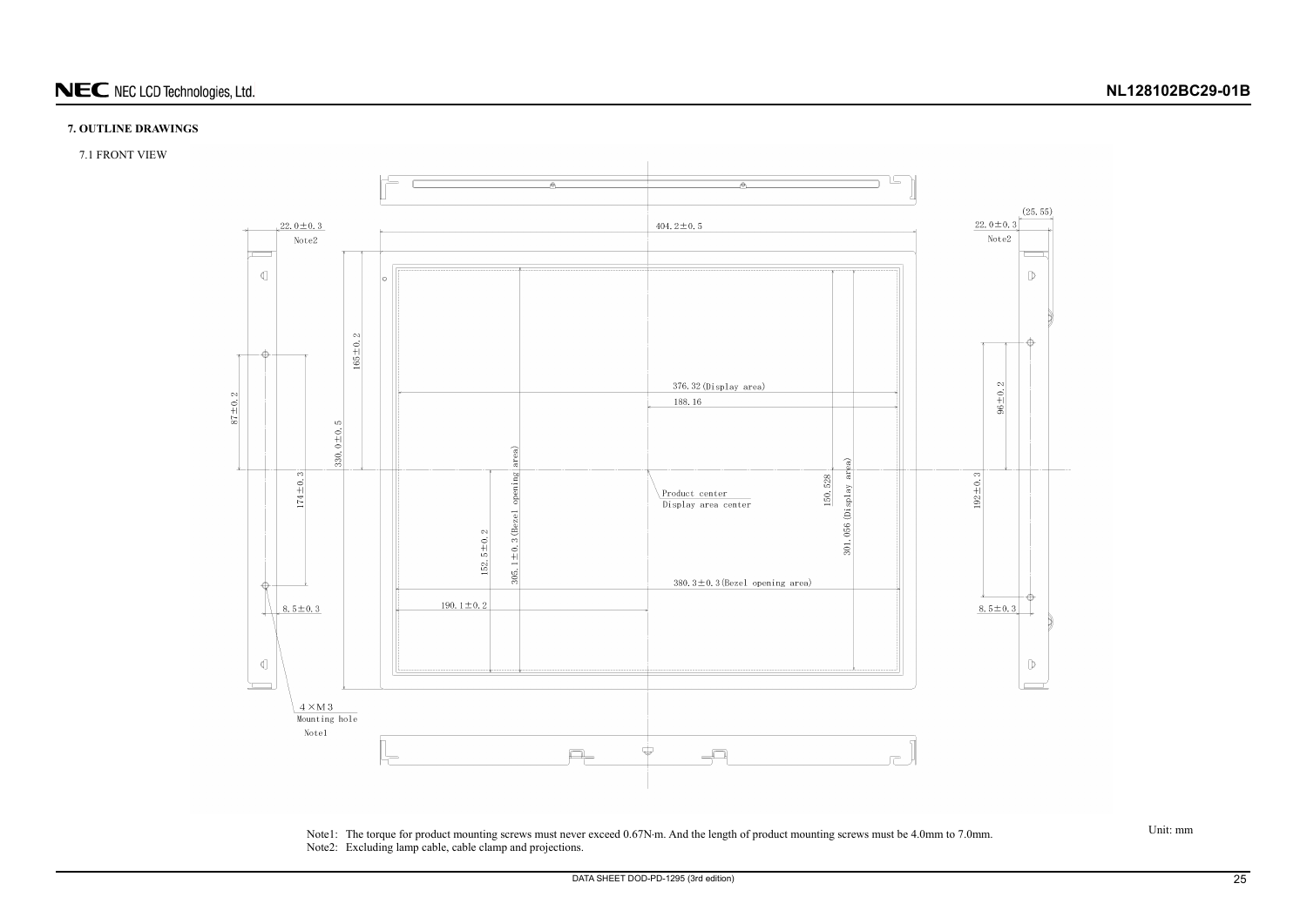## 7. OUTLINE DRAWINGS

### 7.1 FRONT VIEW

Note1: The torque for product mounting screws must never exceed 0.67N·m. And the length of product mounting screws must be 4.0mm to 7.0mm.

Note2: Excluding lamp cable, cable clamp and projections.

Unit: mm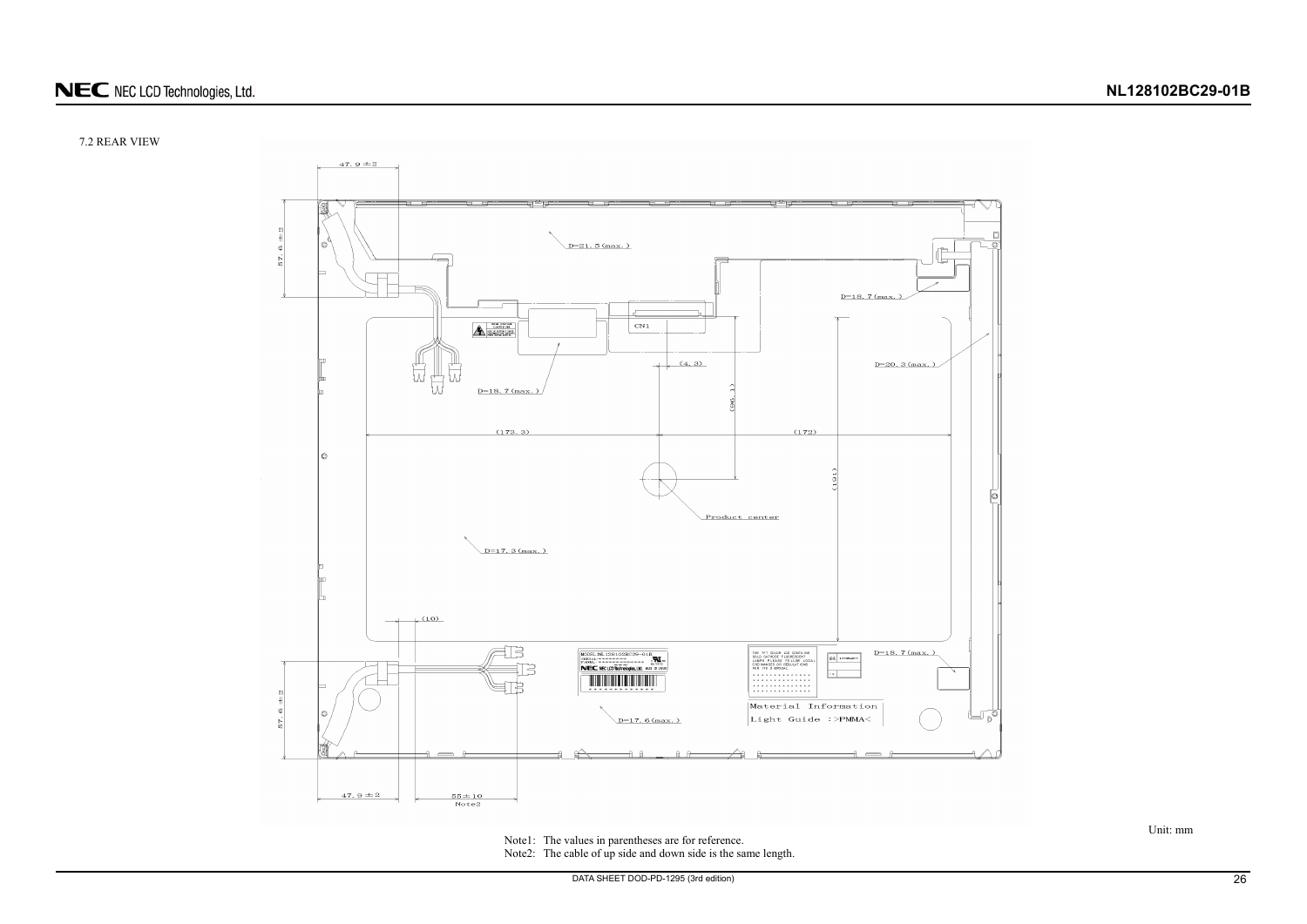7.2 REAR VIEW

47.9 ± 2

57.6 ± 2

D=21.5 (max.)

D=18.7 (max.)

CN1

(4.3)

D=20.3 (max.)

D=18.7 (max.)

(95.1)

(173.3)

(172)

(191)

Product center

D=17.3 (max.)

(10)

D=18.7 (max.)

Material Information

Light Guide :>PMMA<

57.6 ± 2

D=17.6 (max.)

47.9 ± 2

55 ± 10

Note2

Note1: The values in parentheses are for reference.

Note2: The cable of up side and down side is the same length.

Unit: mm